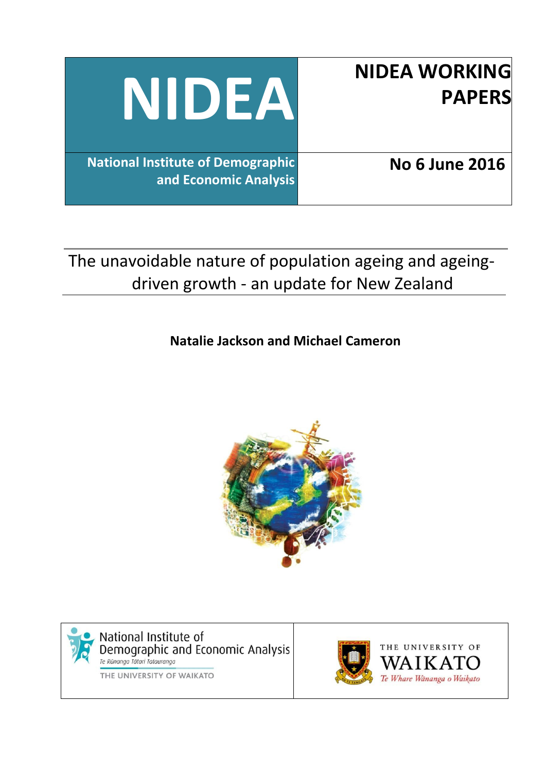# NIDEA

**National Institute of Demographic and Economic Analysis**

**NIDEA WORKING PAPERS**

**No 6 June 2016**

## The unavoidable nature of population ageing and ageing-driven growth - an update for New Zealand

**Natalie Jackson and Michael Cameron**

National Institute of Demographic and Economic Analysis
*Te Rūnanga Tātari Tatauranga*
THE UNIVERSITY OF WAIKATO

THE UNIVERSITY OF WAIKATO
*Te Whare Wānanga o Waikato*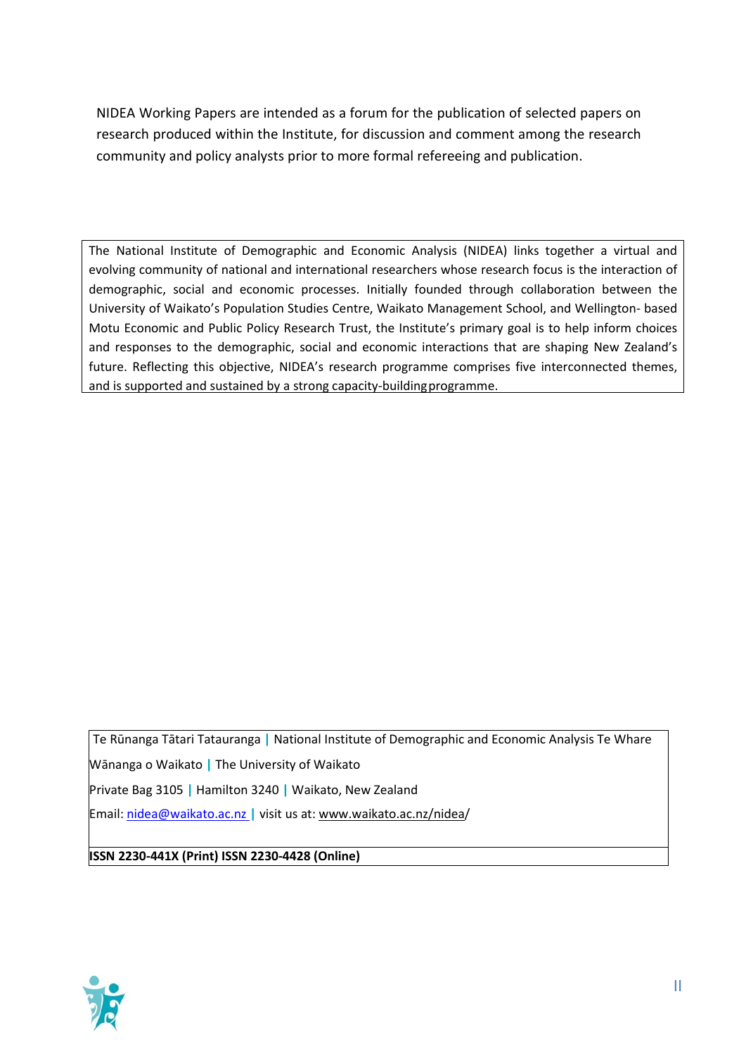NIDEA Working Papers are intended as a forum for the publication of selected papers on research produced within the Institute, for discussion and comment among the research community and policy analysts prior to more formal refereeing and publication.

The National Institute of Demographic and Economic Analysis (NIDEA) links together a virtual and evolving community of national and international researchers whose research focus is the interaction of demographic, social and economic processes. Initially founded through collaboration between the University of Waikato's Population Studies Centre, Waikato Management School, and Wellington- based Motu Economic and Public Policy Research Trust, the Institute's primary goal is to help inform choices and responses to the demographic, social and economic interactions that are shaping New Zealand's future. Reflecting this objective, NIDEA's research programme comprises five interconnected themes, and is supported and sustained by a strong capacity-building programme.

Te Rūnanga Tātari Tatauranga | National Institute of Demographic and Economic Analysis Te Whare Wānanga o Waikato | The University of Waikato

Private Bag 3105 | Hamilton 3240 | Waikato, New Zealand

Email: nidea@waikato.ac.nz | visit us at: www.waikato.ac.nz/nidea/

**ISSN 2230-441X (Print) ISSN 2230-4428 (Online)**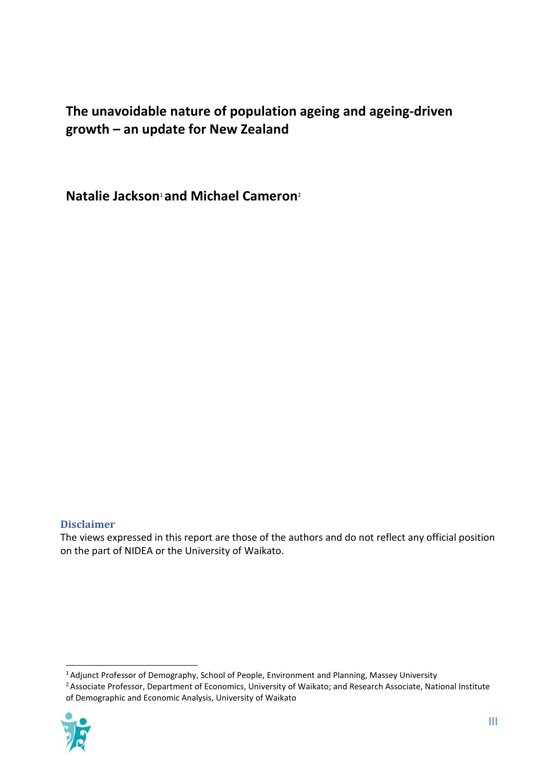# The unavoidable nature of population ageing and ageing-driven growth – an update for New Zealand

**Natalie Jackson[1] and Michael Cameron[2]**

## Disclaimer

The views expressed in this report are those of the authors and do not reflect any official position on the part of NIDEA or the University of Waikato.

[1] Adjunct Professor of Demography, School of People, Environment and Planning, Massey University

[2] Associate Professor, Department of Economics, University of Waikato; and Research Associate, National Institute of Demographic and Economic Analysis, University of Waikato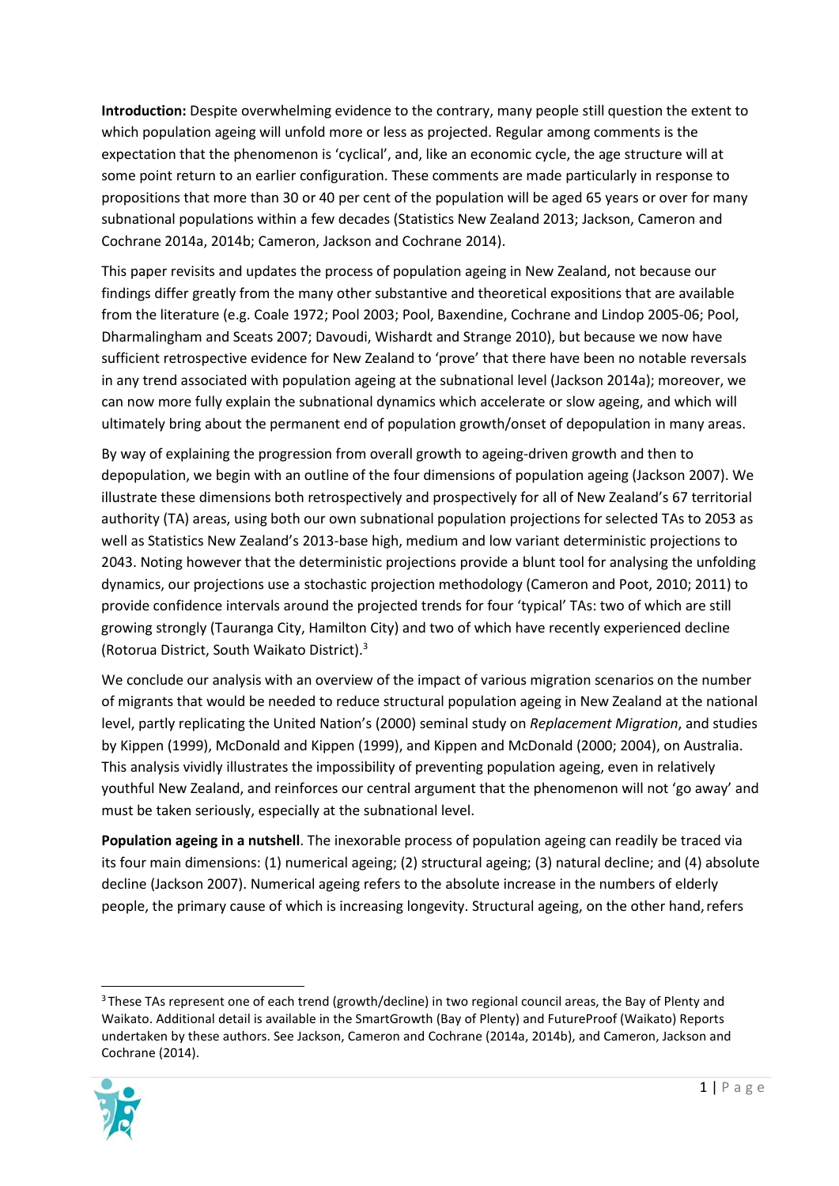**Introduction:** Despite overwhelming evidence to the contrary, many people still question the extent to which population ageing will unfold more or less as projected. Regular among comments is the expectation that the phenomenon is 'cyclical', and, like an economic cycle, the age structure will at some point return to an earlier configuration. These comments are made particularly in response to propositions that more than 30 or 40 per cent of the population will be aged 65 years or over for many subnational populations within a few decades (Statistics New Zealand 2013; Jackson, Cameron and Cochrane 2014a, 2014b; Cameron, Jackson and Cochrane 2014).

This paper revisits and updates the process of population ageing in New Zealand, not because our findings differ greatly from the many other substantive and theoretical expositions that are available from the literature (e.g. Coale 1972; Pool 2003; Pool, Baxendine, Cochrane and Lindop 2005-06; Pool, Dharmalingham and Sceats 2007; Davoudi, Wishardt and Strange 2010), but because we now have sufficient retrospective evidence for New Zealand to 'prove' that there have been no notable reversals in any trend associated with population ageing at the subnational level (Jackson 2014a); moreover, we can now more fully explain the subnational dynamics which accelerate or slow ageing, and which will ultimately bring about the permanent end of population growth/onset of depopulation in many areas.

By way of explaining the progression from overall growth to ageing-driven growth and then to depopulation, we begin with an outline of the four dimensions of population ageing (Jackson 2007). We illustrate these dimensions both retrospectively and prospectively for all of New Zealand's 67 territorial authority (TA) areas, using both our own subnational population projections for selected TAs to 2053 as well as Statistics New Zealand's 2013-base high, medium and low variant deterministic projections to 2043. Noting however that the deterministic projections provide a blunt tool for analysing the unfolding dynamics, our projections use a stochastic projection methodology (Cameron and Poot, 2010; 2011) to provide confidence intervals around the projected trends for four 'typical' TAs: two of which are still growing strongly (Tauranga City, Hamilton City) and two of which have recently experienced decline (Rotorua District, South Waikato District).[3]

We conclude our analysis with an overview of the impact of various migration scenarios on the number of migrants that would be needed to reduce structural population ageing in New Zealand at the national level, partly replicating the United Nation's (2000) seminal study on *Replacement Migration*, and studies by Kippen (1999), McDonald and Kippen (1999), and Kippen and McDonald (2000; 2004), on Australia. This analysis vividly illustrates the impossibility of preventing population ageing, even in relatively youthful New Zealand, and reinforces our central argument that the phenomenon will not 'go away' and must be taken seriously, especially at the subnational level.

**Population ageing in a nutshell**. The inexorable process of population ageing can readily be traced via its four main dimensions: (1) numerical ageing; (2) structural ageing; (3) natural decline; and (4) absolute decline (Jackson 2007). Numerical ageing refers to the absolute increase in the numbers of elderly people, the primary cause of which is increasing longevity. Structural ageing, on the other hand, refers

---

[3] These TAs represent one of each trend (growth/decline) in two regional council areas, the Bay of Plenty and Waikato. Additional detail is available in the SmartGrowth (Bay of Plenty) and FutureProof (Waikato) Reports undertaken by these authors. See Jackson, Cameron and Cochrane (2014a, 2014b), and Cameron, Jackson and Cochrane (2014).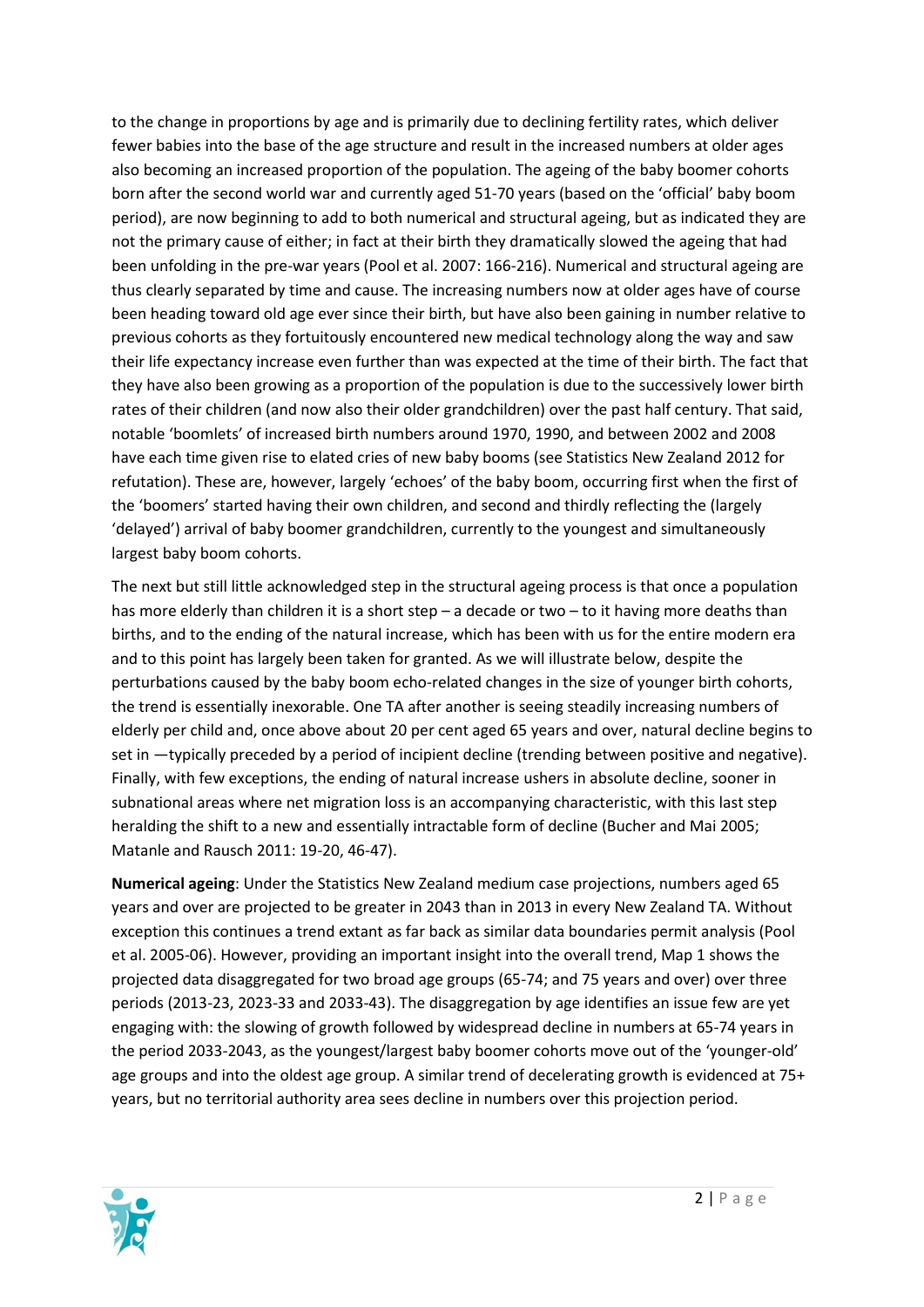to the change in proportions by age and is primarily due to declining fertility rates, which deliver fewer babies into the base of the age structure and result in the increased numbers at older ages also becoming an increased proportion of the population. The ageing of the baby boomer cohorts born after the second world war and currently aged 51-70 years (based on the 'official' baby boom period), are now beginning to add to both numerical and structural ageing, but as indicated they are not the primary cause of either; in fact at their birth they dramatically slowed the ageing that had been unfolding in the pre-war years (Pool et al. 2007: 166-216). Numerical and structural ageing are thus clearly separated by time and cause. The increasing numbers now at older ages have of course been heading toward old age ever since their birth, but have also been gaining in number relative to previous cohorts as they fortuitously encountered new medical technology along the way and saw their life expectancy increase even further than was expected at the time of their birth. The fact that they have also been growing as a proportion of the population is due to the successively lower birth rates of their children (and now also their older grandchildren) over the past half century. That said, notable 'boomlets' of increased birth numbers around 1970, 1990, and between 2002 and 2008 have each time given rise to elated cries of new baby booms (see Statistics New Zealand 2012 for refutation). These are, however, largely 'echoes' of the baby boom, occurring first when the first of the 'boomers' started having their own children, and second and thirdly reflecting the (largely 'delayed') arrival of baby boomer grandchildren, currently to the youngest and simultaneously largest baby boom cohorts.

The next but still little acknowledged step in the structural ageing process is that once a population has more elderly than children it is a short step – a decade or two – to it having more deaths than births, and to the ending of the natural increase, which has been with us for the entire modern era and to this point has largely been taken for granted. As we will illustrate below, despite the perturbations caused by the baby boom echo-related changes in the size of younger birth cohorts, the trend is essentially inexorable. One TA after another is seeing steadily increasing numbers of elderly per child and, once above about 20 per cent aged 65 years and over, natural decline begins to set in —typically preceded by a period of incipient decline (trending between positive and negative). Finally, with few exceptions, the ending of natural increase ushers in absolute decline, sooner in subnational areas where net migration loss is an accompanying characteristic, with this last step heralding the shift to a new and essentially intractable form of decline (Bucher and Mai 2005; Matanle and Rausch 2011: 19-20, 46-47).

**Numerical ageing**: Under the Statistics New Zealand medium case projections, numbers aged 65 years and over are projected to be greater in 2043 than in 2013 in every New Zealand TA. Without exception this continues a trend extant as far back as similar data boundaries permit analysis (Pool et al. 2005-06). However, providing an important insight into the overall trend, Map 1 shows the projected data disaggregated for two broad age groups (65-74; and 75 years and over) over three periods (2013-23, 2023-33 and 2033-43). The disaggregation by age identifies an issue few are yet engaging with: the slowing of growth followed by widespread decline in numbers at 65-74 years in the period 2033-2043, as the youngest/largest baby boomer cohorts move out of the 'younger-old' age groups and into the oldest age group. A similar trend of decelerating growth is evidenced at 75+ years, but no territorial authority area sees decline in numbers over this projection period.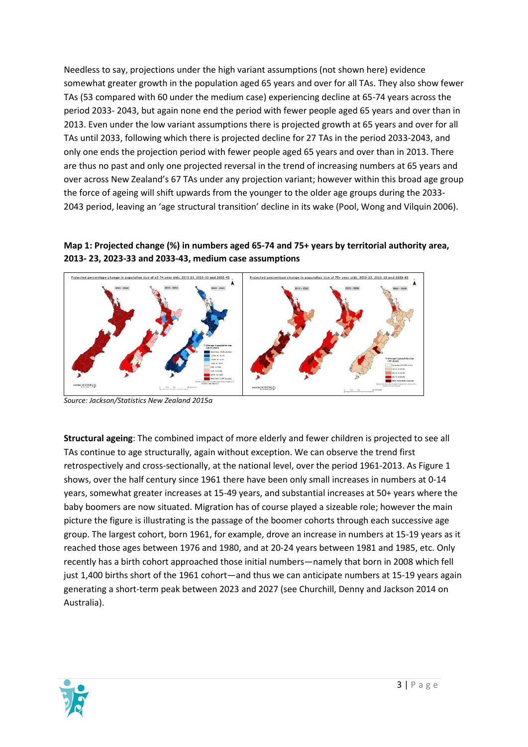Needless to say, projections under the high variant assumptions (not shown here) evidence somewhat greater growth in the population aged 65 years and over for all TAs. They also show fewer TAs (53 compared with 60 under the medium case) experiencing decline at 65-74 years across the period 2033- 2043, but again none end the period with fewer people aged 65 years and over than in 2013. Even under the low variant assumptions there is projected growth at 65 years and over for all TAs until 2033, following which there is projected decline for 27 TAs in the period 2033-2043, and only one ends the projection period with fewer people aged 65 years and over than in 2013. There are thus no past and only one projected reversal in the trend of increasing numbers at 65 years and over across New Zealand's 67 TAs under any projection variant; however within this broad age group the force of ageing will shift upwards from the younger to the older age groups during the 2033-2043 period, leaving an 'age structural transition' decline in its wake (Pool, Wong and Vilquin 2006).

**Map 1: Projected change (%) in numbers aged 65-74 and 75+ years by territorial authority area, 2013- 23, 2023-33 and 2033-43, medium case assumptions**

*Source: Jackson/Statistics New Zealand 2015a*

**Structural ageing**: The combined impact of more elderly and fewer children is projected to see all TAs continue to age structurally, again without exception. We can observe the trend first retrospectively and cross-sectionally, at the national level, over the period 1961-2013. As Figure 1 shows, over the half century since 1961 there have been only small increases in numbers at 0-14 years, somewhat greater increases at 15-49 years, and substantial increases at 50+ years where the baby boomers are now situated. Migration has of course played a sizeable role; however the main picture the figure is illustrating is the passage of the boomer cohorts through each successive age group. The largest cohort, born 1961, for example, drove an increase in numbers at 15-19 years as it reached those ages between 1976 and 1980, and at 20-24 years between 1981 and 1985, etc. Only recently has a birth cohort approached those initial numbers—namely that born in 2008 which fell just 1,400 births short of the 1961 cohort—and thus we can anticipate numbers at 15-19 years again generating a short-term peak between 2023 and 2027 (see Churchill, Denny and Jackson 2014 on Australia).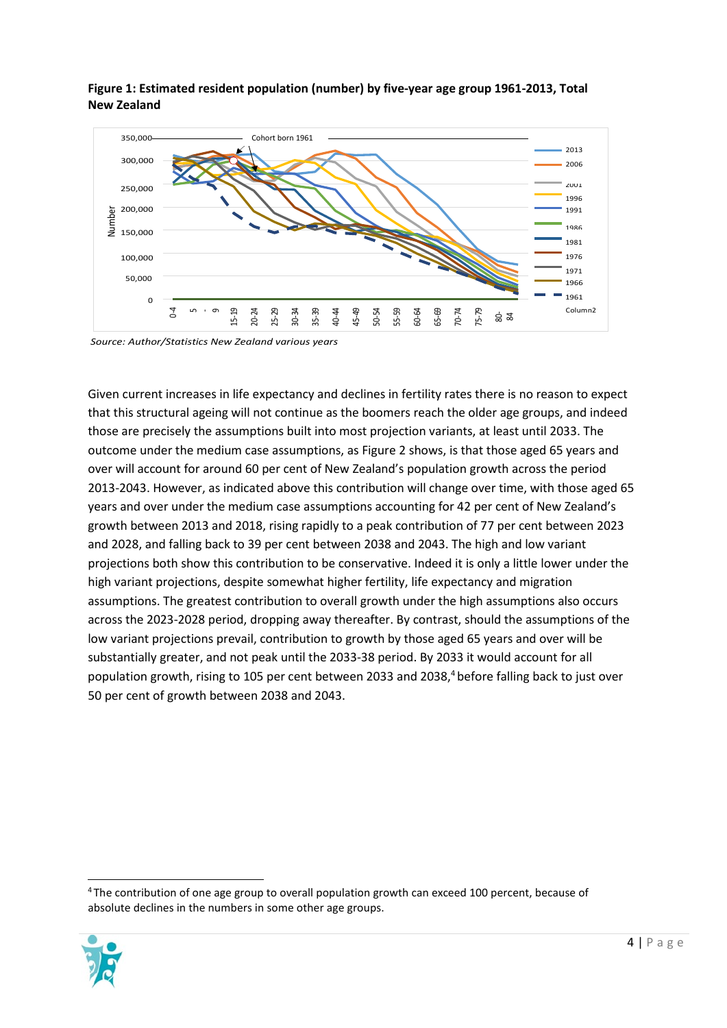**Figure 1: Estimated resident population (number) by five-year age group 1961-2013, Total New Zealand**

*Source: Author/Statistics New Zealand various years*

Given current increases in life expectancy and declines in fertility rates there is no reason to expect that this structural ageing will not continue as the boomers reach the older age groups, and indeed those are precisely the assumptions built into most projection variants, at least until 2033. The outcome under the medium case assumptions, as Figure 2 shows, is that those aged 65 years and over will account for around 60 per cent of New Zealand's population growth across the period 2013-2043. However, as indicated above this contribution will change over time, with those aged 65 years and over under the medium case assumptions accounting for 42 per cent of New Zealand's growth between 2013 and 2018, rising rapidly to a peak contribution of 77 per cent between 2023 and 2028, and falling back to 39 per cent between 2038 and 2043. The high and low variant projections both show this contribution to be conservative. Indeed it is only a little lower under the high variant projections, despite somewhat higher fertility, life expectancy and migration assumptions. The greatest contribution to overall growth under the high assumptions also occurs across the 2023-2028 period, dropping away thereafter. By contrast, should the assumptions of the low variant projections prevail, contribution to growth by those aged 65 years and over will be substantially greater, and not peak until the 2033-38 period. By 2033 it would account for all population growth, rising to 105 per cent between 2033 and 2038,[4] before falling back to just over 50 per cent of growth between 2038 and 2043.

---

[4] The contribution of one age group to overall population growth can exceed 100 percent, because of absolute declines in the numbers in some other age groups.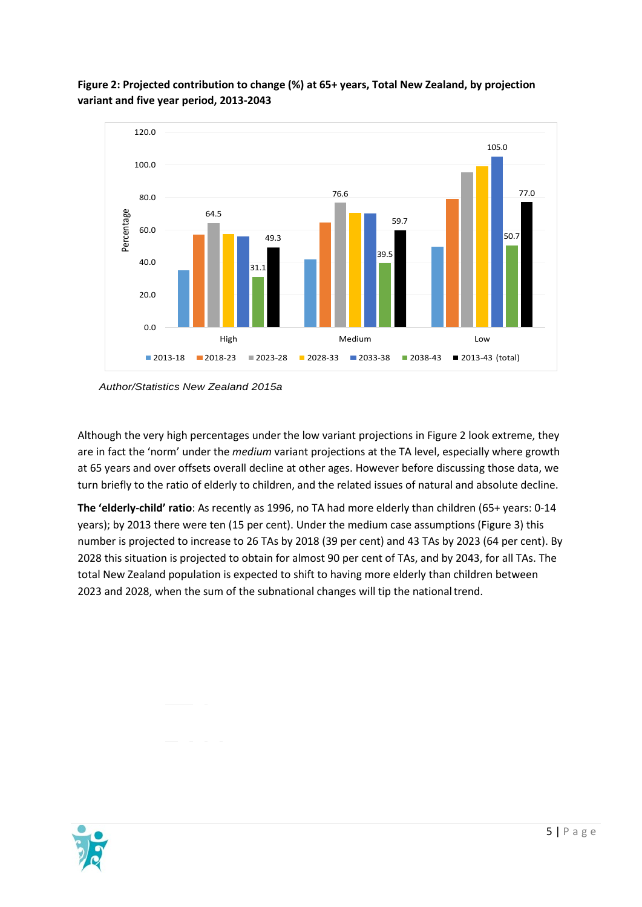**Figure 2: Projected contribution to change (%) at 65+ years, Total New Zealand, by projection variant and five year period, 2013-2043**

*Author/Statistics New Zealand 2015a*

Although the very high percentages under the low variant projections in Figure 2 look extreme, they are in fact the 'norm' under the *medium* variant projections at the TA level, especially where growth at 65 years and over offsets overall decline at other ages. However before discussing those data, we turn briefly to the ratio of elderly to children, and the related issues of natural and absolute decline.

**The 'elderly-child' ratio**: As recently as 1996, no TA had more elderly than children (65+ years: 0-14 years); by 2013 there were ten (15 per cent). Under the medium case assumptions (Figure 3) this number is projected to increase to 26 TAs by 2018 (39 per cent) and 43 TAs by 2023 (64 per cent). By 2028 this situation is projected to obtain for almost 90 per cent of TAs, and by 2043, for all TAs. The total New Zealand population is expected to shift to having more elderly than children between 2023 and 2028, when the sum of the subnational changes will tip the national trend.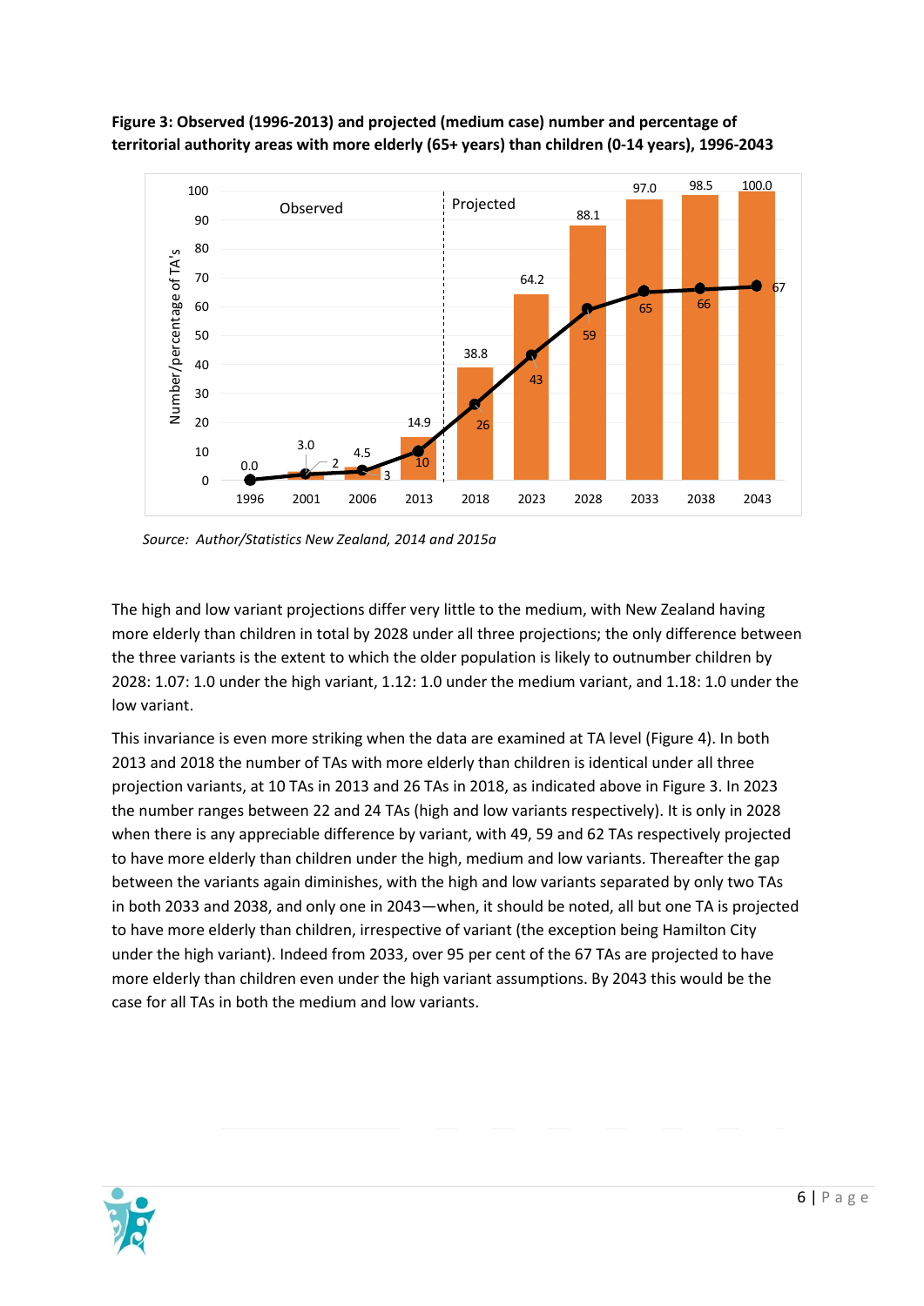**Figure 3: Observed (1996-2013) and projected (medium case) number and percentage of territorial authority areas with more elderly (65+ years) than children (0-14 years), 1996-2043**

| Year | Percentage of TA's | Number of TA's |
|---|---|---|
| Observed | | |
| 1996 | 0.0 | 0 |
| 2001 | 3.0 | 2 |
| 2006 | 4.5 | 3 |
| 2013 | 14.9 | 10 |
| Projected | | |
| 2018 | 38.8 | 26 |
| 2023 | 64.2 | 43 |
| 2028 | 88.1 | 59 |
| 2033 | 97.0 | 65 |
| 2038 | 98.5 | 66 |
| 2043 | 100.0 | 67 |

*Source: Author/Statistics New Zealand, 2014 and 2015a*

The high and low variant projections differ very little to the medium, with New Zealand having more elderly than children in total by 2028 under all three projections; the only difference between the three variants is the extent to which the older population is likely to outnumber children by 2028: 1.07: 1.0 under the high variant, 1.12: 1.0 under the medium variant, and 1.18: 1.0 under the low variant.

This invariance is even more striking when the data are examined at TA level (Figure 4). In both 2013 and 2018 the number of TAs with more elderly than children is identical under all three projection variants, at 10 TAs in 2013 and 26 TAs in 2018, as indicated above in Figure 3. In 2023 the number ranges between 22 and 24 TAs (high and low variants respectively). It is only in 2028 when there is any appreciable difference by variant, with 49, 59 and 62 TAs respectively projected to have more elderly than children under the high, medium and low variants. Thereafter the gap between the variants again diminishes, with the high and low variants separated by only two TAs in both 2033 and 2038, and only one in 2043—when, it should be noted, all but one TA is projected to have more elderly than children, irrespective of variant (the exception being Hamilton City under the high variant). Indeed from 2033, over 95 per cent of the 67 TAs are projected to have more elderly than children even under the high variant assumptions. By 2043 this would be the case for all TAs in both the medium and low variants.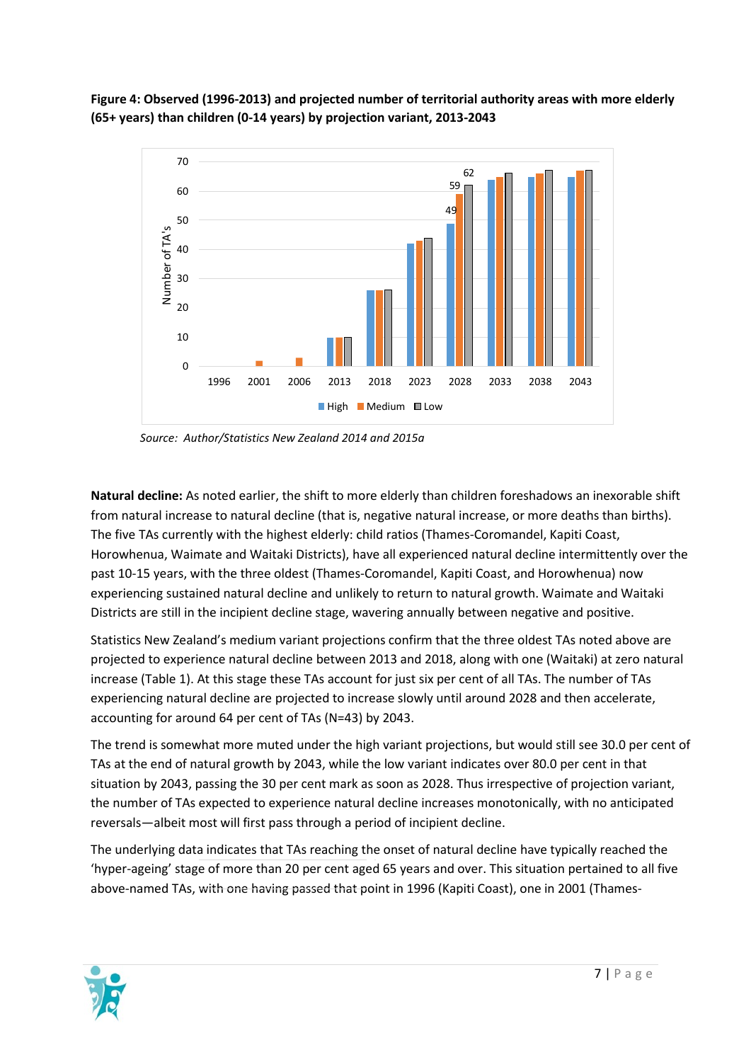**Figure 4: Observed (1996-2013) and projected number of territorial authority areas with more elderly (65+ years) than children (0-14 years) by projection variant, 2013-2043**

*Source: Author/Statistics New Zealand 2014 and 2015a*

**Natural decline:** As noted earlier, the shift to more elderly than children foreshadows an inexorable shift from natural increase to natural decline (that is, negative natural increase, or more deaths than births). The five TAs currently with the highest elderly: child ratios (Thames-Coromandel, Kapiti Coast, Horowhenua, Waimate and Waitaki Districts), have all experienced natural decline intermittently over the past 10-15 years, with the three oldest (Thames-Coromandel, Kapiti Coast, and Horowhenua) now experiencing sustained natural decline and unlikely to return to natural growth. Waimate and Waitaki Districts are still in the incipient decline stage, wavering annually between negative and positive.

Statistics New Zealand's medium variant projections confirm that the three oldest TAs noted above are projected to experience natural decline between 2013 and 2018, along with one (Waitaki) at zero natural increase (Table 1). At this stage these TAs account for just six per cent of all TAs. The number of TAs experiencing natural decline are projected to increase slowly until around 2028 and then accelerate, accounting for around 64 per cent of TAs (N=43) by 2043.

The trend is somewhat more muted under the high variant projections, but would still see 30.0 per cent of TAs at the end of natural growth by 2043, while the low variant indicates over 80.0 per cent in that situation by 2043, passing the 30 per cent mark as soon as 2028. Thus irrespective of projection variant, the number of TAs expected to experience natural decline increases monotonically, with no anticipated reversals—albeit most will first pass through a period of incipient decline.

The underlying data indicates that TAs reaching the onset of natural decline have typically reached the 'hyper-ageing' stage of more than 20 per cent aged 65 years and over. This situation pertained to all five above-named TAs, with one having passed that point in 1996 (Kapiti Coast), one in 2001 (Thames-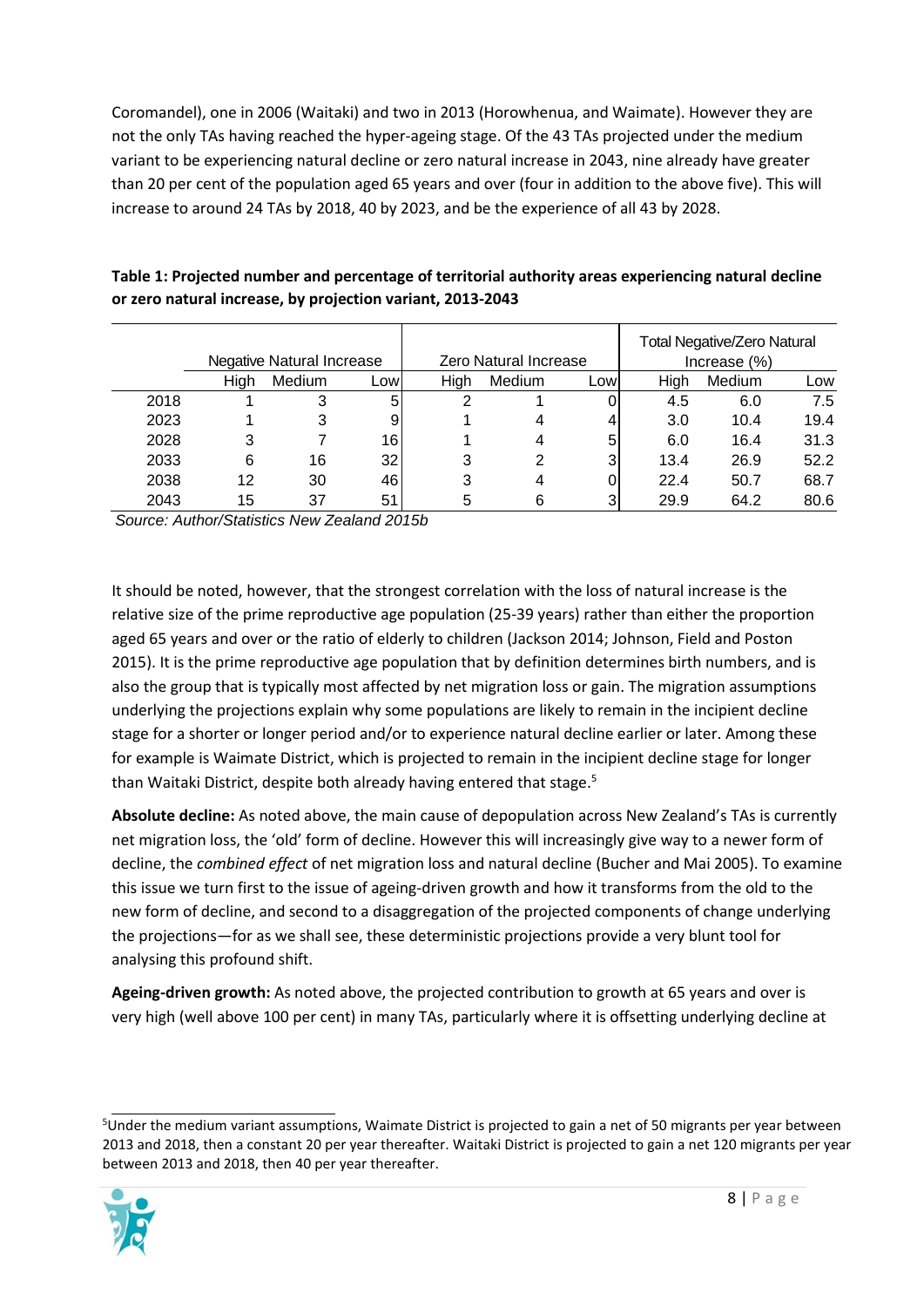Coromandel), one in 2006 (Waitaki) and two in 2013 (Horowhenua, and Waimate). However they are not the only TAs having reached the hyper-ageing stage. Of the 43 TAs projected under the medium variant to be experiencing natural decline or zero natural increase in 2043, nine already have greater than 20 per cent of the population aged 65 years and over (four in addition to the above five). This will increase to around 24 TAs by 2018, 40 by 2023, and be the experience of all 43 by 2028.

**Table 1: Projected number and percentage of territorial authority areas experiencing natural decline or zero natural increase, by projection variant, 2013-2043**

| | Negative Natural Increase | | | Zero Natural Increase | | | Total Negative/Zero Natural Increase (%) | | |
|---|---|---|---|---|---|---|---|---|---|
| | High | Medium | Low | High | Medium | Low | High | Medium | Low |
| 2018 | 1 | 3 | 5 | 2 | 1 | 0 | 4.5 | 6.0 | 7.5 |
| 2023 | 1 | 3 | 9 | 1 | 4 | 4 | 3.0 | 10.4 | 19.4 |
| 2028 | 3 | 7 | 16 | 1 | 4 | 5 | 6.0 | 16.4 | 31.3 |
| 2033 | 6 | 16 | 32 | 3 | 2 | 3 | 13.4 | 26.9 | 52.2 |
| 2038 | 12 | 30 | 46 | 3 | 4 | 0 | 22.4 | 50.7 | 68.7 |
| 2043 | 15 | 37 | 51 | 5 | 6 | 3 | 29.9 | 64.2 | 80.6 |

*Source: Author/Statistics New Zealand 2015b*

It should be noted, however, that the strongest correlation with the loss of natural increase is the relative size of the prime reproductive age population (25-39 years) rather than either the proportion aged 65 years and over or the ratio of elderly to children (Jackson 2014; Johnson, Field and Poston 2015). It is the prime reproductive age population that by definition determines birth numbers, and is also the group that is typically most affected by net migration loss or gain. The migration assumptions underlying the projections explain why some populations are likely to remain in the incipient decline stage for a shorter or longer period and/or to experience natural decline earlier or later. Among these for example is Waimate District, which is projected to remain in the incipient decline stage for longer than Waitaki District, despite both already having entered that stage.[5]

**Absolute decline:** As noted above, the main cause of depopulation across New Zealand's TAs is currently net migration loss, the 'old' form of decline. However this will increasingly give way to a newer form of decline, the *combined effect* of net migration loss and natural decline (Bucher and Mai 2005). To examine this issue we turn first to the issue of ageing-driven growth and how it transforms from the old to the new form of decline, and second to a disaggregation of the projected components of change underlying the projections—for as we shall see, these deterministic projections provide a very blunt tool for analysing this profound shift.

**Ageing-driven growth:** As noted above, the projected contribution to growth at 65 years and over is very high (well above 100 per cent) in many TAs, particularly where it is offsetting underlying decline at

[5] Under the medium variant assumptions, Waimate District is projected to gain a net of 50 migrants per year between 2013 and 2018, then a constant 20 per year thereafter. Waitaki District is projected to gain a net 120 migrants per year between 2013 and 2018, then 40 per year thereafter.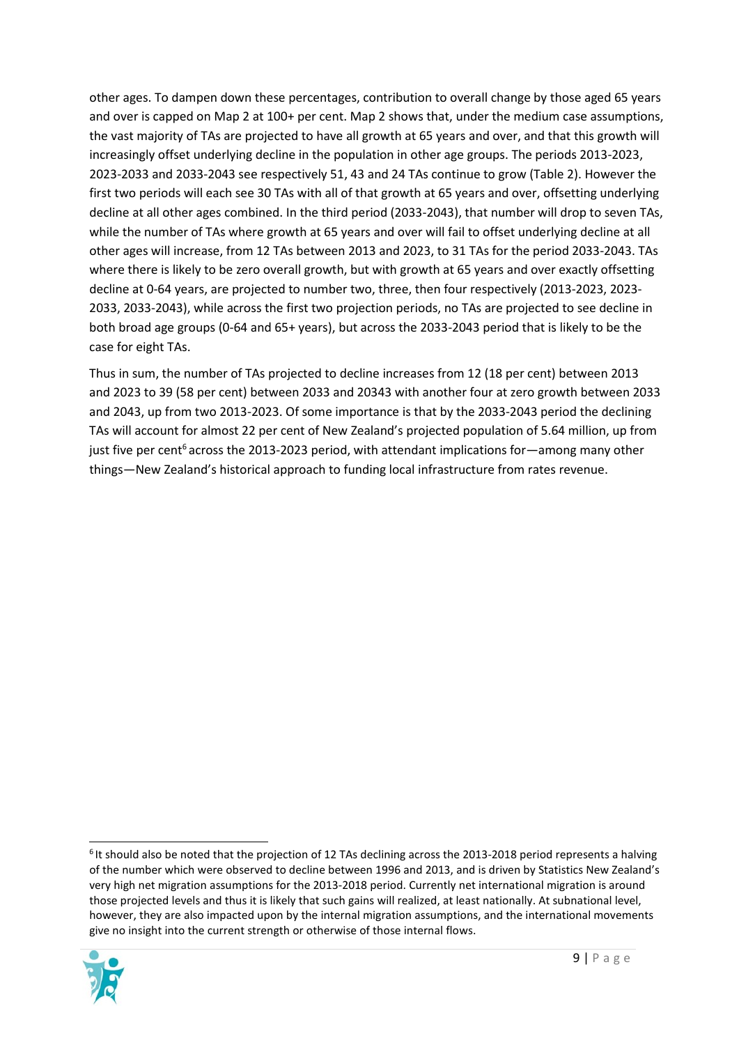other ages. To dampen down these percentages, contribution to overall change by those aged 65 years and over is capped on Map 2 at 100+ per cent. Map 2 shows that, under the medium case assumptions, the vast majority of TAs are projected to have all growth at 65 years and over, and that this growth will increasingly offset underlying decline in the population in other age groups. The periods 2013-2023, 2023-2033 and 2033-2043 see respectively 51, 43 and 24 TAs continue to grow (Table 2). However the first two periods will each see 30 TAs with all of that growth at 65 years and over, offsetting underlying decline at all other ages combined. In the third period (2033-2043), that number will drop to seven TAs, while the number of TAs where growth at 65 years and over will fail to offset underlying decline at all other ages will increase, from 12 TAs between 2013 and 2023, to 31 TAs for the period 2033-2043. TAs where there is likely to be zero overall growth, but with growth at 65 years and over exactly offsetting decline at 0-64 years, are projected to number two, three, then four respectively (2013-2023, 2023-2033, 2033-2043), while across the first two projection periods, no TAs are projected to see decline in both broad age groups (0-64 and 65+ years), but across the 2033-2043 period that is likely to be the case for eight TAs.

Thus in sum, the number of TAs projected to decline increases from 12 (18 per cent) between 2013 and 2023 to 39 (58 per cent) between 2033 and 20343 with another four at zero growth between 2033 and 2043, up from two 2013-2023. Of some importance is that by the 2033-2043 period the declining TAs will account for almost 22 per cent of New Zealand's projected population of 5.64 million, up from just five per cent[6] across the 2013-2023 period, with attendant implications for—among many other things—New Zealand's historical approach to funding local infrastructure from rates revenue.

[6] It should also be noted that the projection of 12 TAs declining across the 2013-2018 period represents a halving of the number which were observed to decline between 1996 and 2013, and is driven by Statistics New Zealand's very high net migration assumptions for the 2013-2018 period. Currently net international migration is around those projected levels and thus it is likely that such gains will realized, at least nationally. At subnational level, however, they are also impacted upon by the internal migration assumptions, and the international movements give no insight into the current strength or otherwise of those internal flows.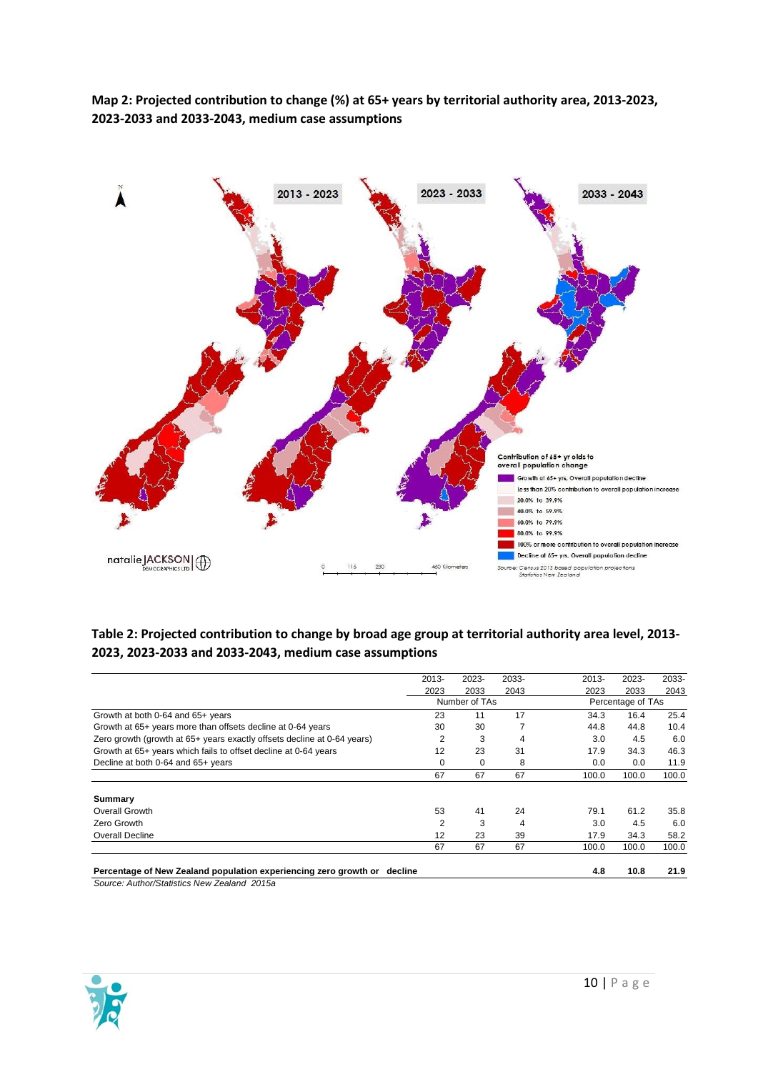**Map 2: Projected contribution to change (%) at 65+ years by territorial authority area, 2013-2023, 2023-2033 and 2033-2043, medium case assumptions**

**Table 2: Projected contribution to change by broad age group at territorial authority area level, 2013-2023, 2023-2033 and 2033-2043, medium case assumptions**

| | 2013-2023 | 2023-2033 | 2033-2043 | 2013-2023 | 2023-2033 | 2033-2043 |
|---|---|---|---|---|---|---|
| | Number of TAs | | | Percentage of TAs | | |
| Growth at both 0-64 and 65+ years | 23 | 11 | 17 | 34.3 | 16.4 | 25.4 |
| Growth at 65+ years more than offsets decline at 0-64 years | 30 | 30 | 7 | 44.8 | 44.8 | 10.4 |
| Zero growth (growth at 65+ years exactly offsets decline at 0-64 years) | 2 | 3 | 4 | 3.0 | 4.5 | 6.0 |
| Growth at 65+ years which fails to offset decline at 0-64 years | 12 | 23 | 31 | 17.9 | 34.3 | 46.3 |
| Decline at both 0-64 and 65+ years | 0 | 0 | 8 | 0.0 | 0.0 | 11.9 |
| | 67 | 67 | 67 | 100.0 | 100.0 | 100.0 |
| **Summary** | | | | | | |
| Overall Growth | 53 | 41 | 24 | 79.1 | 61.2 | 35.8 |
| Zero Growth | 2 | 3 | 4 | 3.0 | 4.5 | 6.0 |
| Overall Decline | 12 | 23 | 39 | 17.9 | 34.3 | 58.2 |
| | 67 | 67 | 67 | 100.0 | 100.0 | 100.0 |
| **Percentage of New Zealand population experiencing zero growth or decline** | | | | **4.8** | **10.8** | **21.9** |

*Source: Author/Statistics New Zealand 2015a*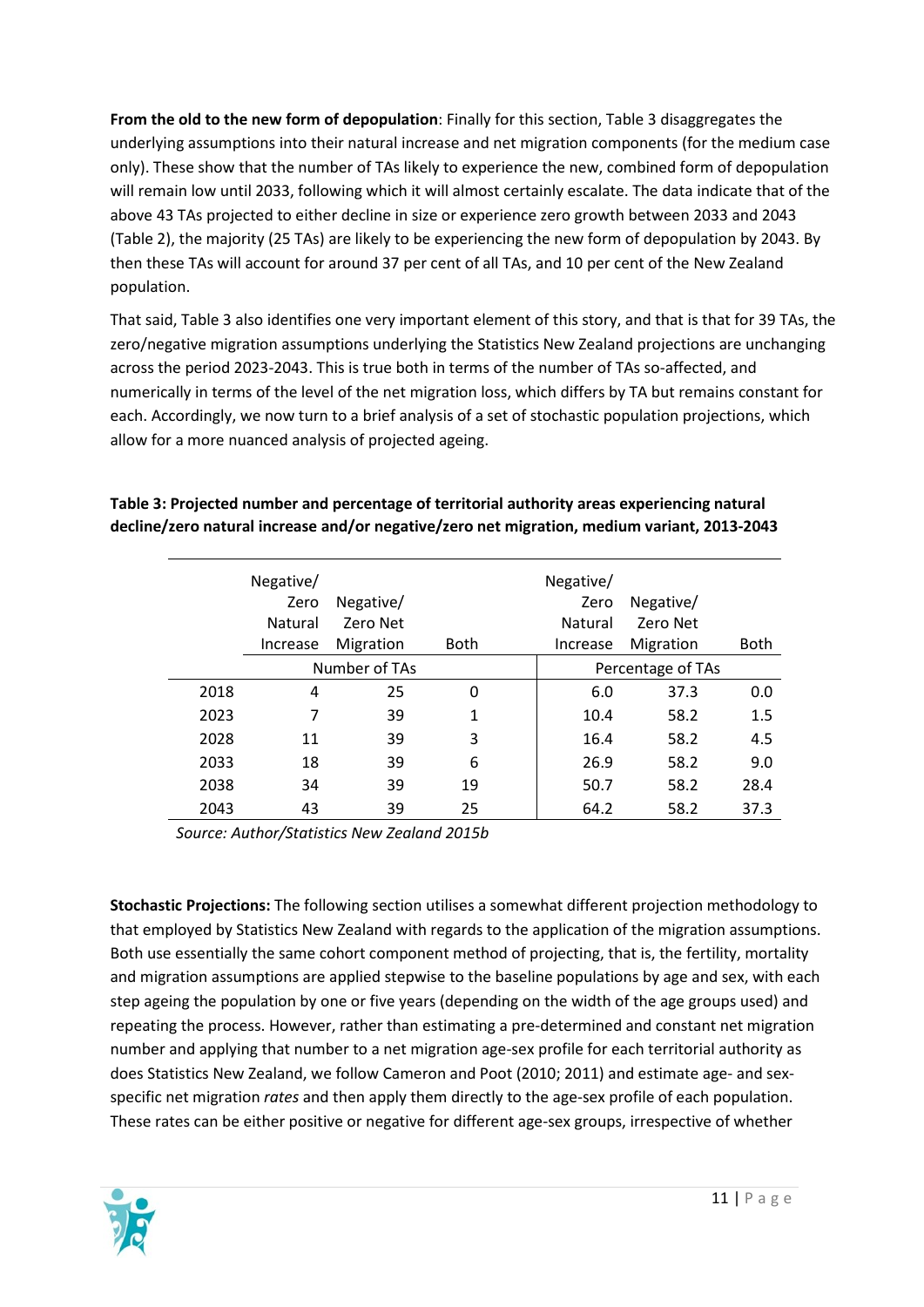**From the old to the new form of depopulation**: Finally for this section, Table 3 disaggregates the underlying assumptions into their natural increase and net migration components (for the medium case only). These show that the number of TAs likely to experience the new, combined form of depopulation will remain low until 2033, following which it will almost certainly escalate. The data indicate that of the above 43 TAs projected to either decline in size or experience zero growth between 2033 and 2043 (Table 2), the majority (25 TAs) are likely to be experiencing the new form of depopulation by 2043. By then these TAs will account for around 37 per cent of all TAs, and 10 per cent of the New Zealand population.

That said, Table 3 also identifies one very important element of this story, and that is that for 39 TAs, the zero/negative migration assumptions underlying the Statistics New Zealand projections are unchanging across the period 2023-2043. This is true both in terms of the number of TAs so-affected, and numerically in terms of the level of the net migration loss, which differs by TA but remains constant for each. Accordingly, we now turn to a brief analysis of a set of stochastic population projections, which allow for a more nuanced analysis of projected ageing.

**Table 3: Projected number and percentage of territorial authority areas experiencing natural decline/zero natural increase and/or negative/zero net migration, medium variant, 2013-2043**

| | Negative/ Zero Natural Increase | Negative/ Zero Net Migration | Both | Negative/ Zero Natural Increase | Negative/ Zero Net Migration | Both |
|---|---|---|---|---|---|---|
| | Number of TAs | | | Percentage of TAs | | |
| 2018 | 4 | 25 | 0 | 6.0 | 37.3 | 0.0 |
| 2023 | 7 | 39 | 1 | 10.4 | 58.2 | 1.5 |
| 2028 | 11 | 39 | 3 | 16.4 | 58.2 | 4.5 |
| 2033 | 18 | 39 | 6 | 26.9 | 58.2 | 9.0 |
| 2038 | 34 | 39 | 19 | 50.7 | 58.2 | 28.4 |
| 2043 | 43 | 39 | 25 | 64.2 | 58.2 | 37.3 |

*Source: Author/Statistics New Zealand 2015b*

**Stochastic Projections:** The following section utilises a somewhat different projection methodology to that employed by Statistics New Zealand with regards to the application of the migration assumptions. Both use essentially the same cohort component method of projecting, that is, the fertility, mortality and migration assumptions are applied stepwise to the baseline populations by age and sex, with each step ageing the population by one or five years (depending on the width of the age groups used) and repeating the process. However, rather than estimating a pre-determined and constant net migration number and applying that number to a net migration age-sex profile for each territorial authority as does Statistics New Zealand, we follow Cameron and Poot (2010; 2011) and estimate age- and sex-specific net migration *rates* and then apply them directly to the age-sex profile of each population. These rates can be either positive or negative for different age-sex groups, irrespective of whether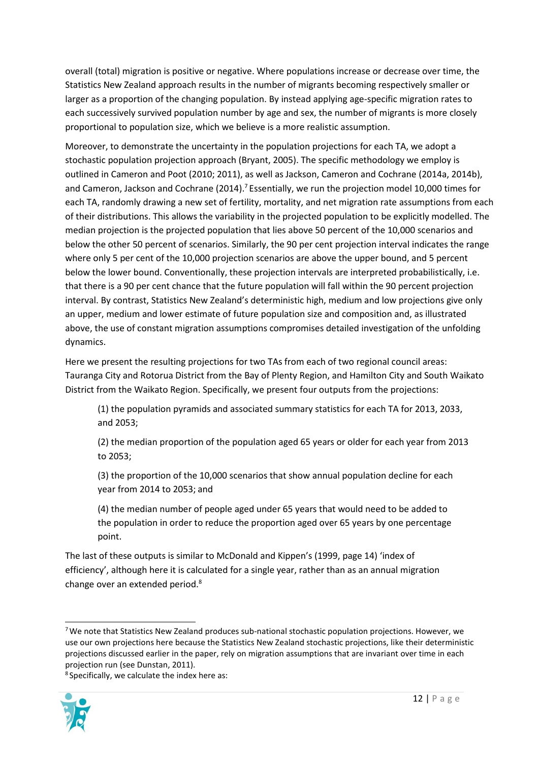overall (total) migration is positive or negative. Where populations increase or decrease over time, the Statistics New Zealand approach results in the number of migrants becoming respectively smaller or larger as a proportion of the changing population. By instead applying age-specific migration rates to each successively survived population number by age and sex, the number of migrants is more closely proportional to population size, which we believe is a more realistic assumption.

Moreover, to demonstrate the uncertainty in the population projections for each TA, we adopt a stochastic population projection approach (Bryant, 2005). The specific methodology we employ is outlined in Cameron and Poot (2010; 2011), as well as Jackson, Cameron and Cochrane (2014a, 2014b), and Cameron, Jackson and Cochrane (2014).[7] Essentially, we run the projection model 10,000 times for each TA, randomly drawing a new set of fertility, mortality, and net migration rate assumptions from each of their distributions. This allows the variability in the projected population to be explicitly modelled. The median projection is the projected population that lies above 50 percent of the 10,000 scenarios and below the other 50 percent of scenarios. Similarly, the 90 per cent projection interval indicates the range where only 5 per cent of the 10,000 projection scenarios are above the upper bound, and 5 percent below the lower bound. Conventionally, these projection intervals are interpreted probabilistically, i.e. that there is a 90 per cent chance that the future population will fall within the 90 percent projection interval. By contrast, Statistics New Zealand's deterministic high, medium and low projections give only an upper, medium and lower estimate of future population size and composition and, as illustrated above, the use of constant migration assumptions compromises detailed investigation of the unfolding dynamics.

Here we present the resulting projections for two TAs from each of two regional council areas: Tauranga City and Rotorua District from the Bay of Plenty Region, and Hamilton City and South Waikato District from the Waikato Region. Specifically, we present four outputs from the projections:

> (1) the population pyramids and associated summary statistics for each TA for 2013, 2033, and 2053;
>
> (2) the median proportion of the population aged 65 years or older for each year from 2013 to 2053;
>
> (3) the proportion of the 10,000 scenarios that show annual population decline for each year from 2014 to 2053; and
>
> (4) the median number of people aged under 65 years that would need to be added to the population in order to reduce the proportion aged over 65 years by one percentage point.

The last of these outputs is similar to McDonald and Kippen's (1999, page 14) 'index of efficiency', although here it is calculated for a single year, rather than as an annual migration change over an extended period.[8]

---

[7] We note that Statistics New Zealand produces sub-national stochastic population projections. However, we use our own projections here because the Statistics New Zealand stochastic projections, like their deterministic projections discussed earlier in the paper, rely on migration assumptions that are invariant over time in each projection run (see Dunstan, 2011).

[8] Specifically, we calculate the index here as: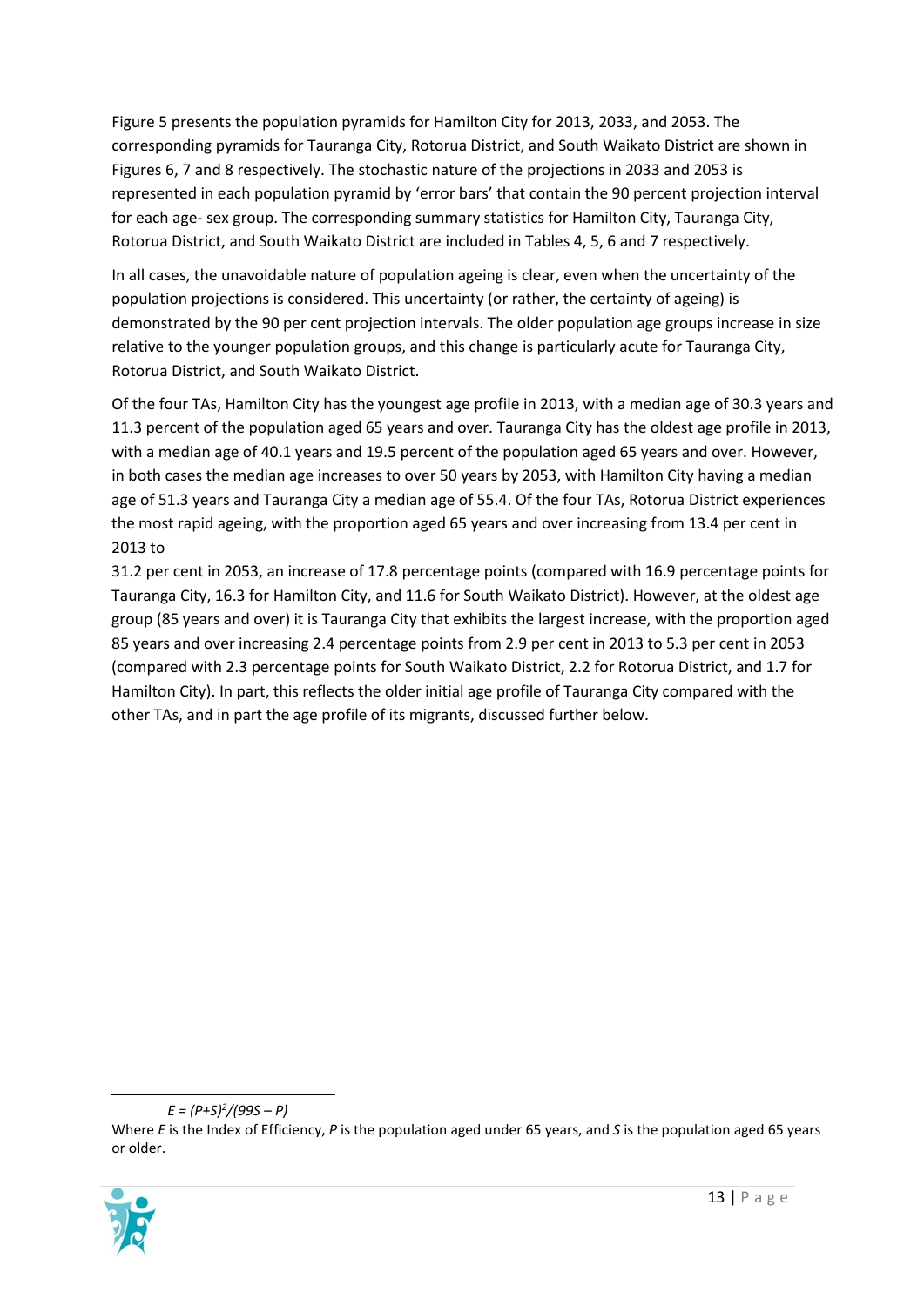Figure 5 presents the population pyramids for Hamilton City for 2013, 2033, and 2053. The corresponding pyramids for Tauranga City, Rotorua District, and South Waikato District are shown in Figures 6, 7 and 8 respectively. The stochastic nature of the projections in 2033 and 2053 is represented in each population pyramid by 'error bars' that contain the 90 percent projection interval for each age- sex group. The corresponding summary statistics for Hamilton City, Tauranga City, Rotorua District, and South Waikato District are included in Tables 4, 5, 6 and 7 respectively.

In all cases, the unavoidable nature of population ageing is clear, even when the uncertainty of the population projections is considered. This uncertainty (or rather, the certainty of ageing) is demonstrated by the 90 per cent projection intervals. The older population age groups increase in size relative to the younger population groups, and this change is particularly acute for Tauranga City, Rotorua District, and South Waikato District.

Of the four TAs, Hamilton City has the youngest age profile in 2013, with a median age of 30.3 years and 11.3 percent of the population aged 65 years and over. Tauranga City has the oldest age profile in 2013, with a median age of 40.1 years and 19.5 percent of the population aged 65 years and over. However, in both cases the median age increases to over 50 years by 2053, with Hamilton City having a median age of 51.3 years and Tauranga City a median age of 55.4. Of the four TAs, Rotorua District experiences the most rapid ageing, with the proportion aged 65 years and over increasing from 13.4 per cent in 2013 to 31.2 per cent in 2053, an increase of 17.8 percentage points (compared with 16.9 percentage points for Tauranga City, 16.3 for Hamilton City, and 11.6 for South Waikato District). However, at the oldest age group (85 years and over) it is Tauranga City that exhibits the largest increase, with the proportion aged 85 years and over increasing 2.4 percentage points from 2.9 per cent in 2013 to 5.3 per cent in 2053 (compared with 2.3 percentage points for South Waikato District, 2.2 for Rotorua District, and 1.7 for Hamilton City). In part, this reflects the older initial age profile of Tauranga City compared with the other TAs, and in part the age profile of its migrants, discussed further below.

---

$$E = (P+S)^2/(99S - P)$$

Where $E$ is the Index of Efficiency, $P$ is the population aged under 65 years, and $S$ is the population aged 65 years or older.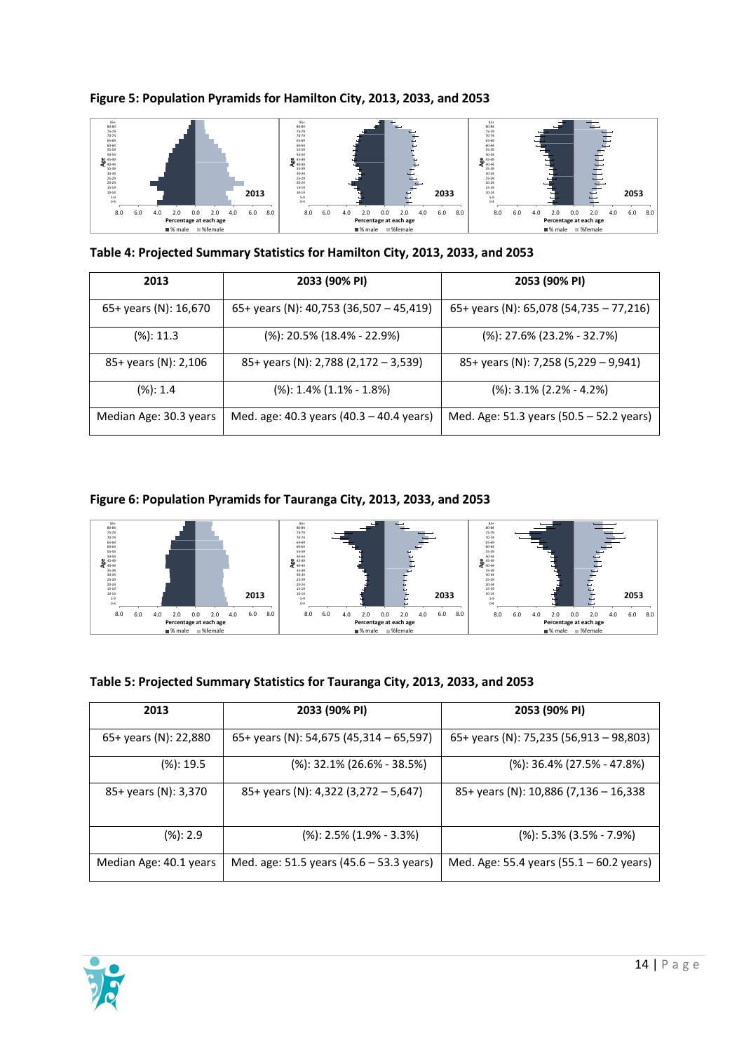**Figure 5: Population Pyramids for Hamilton City, 2013, 2033, and 2053**

**Table 4: Projected Summary Statistics for Hamilton City, 2013, 2033, and 2053**

| 2013 | 2033 (90% PI) | 2053 (90% PI) |
|---|---|---|
| 65+ years (N): 16,670 | 65+ years (N): 40,753 (36,507 – 45,419) | 65+ years (N): 65,078 (54,735 – 77,216) |
| (%): 11.3 | (%): 20.5% (18.4% - 22.9%) | (%): 27.6% (23.2% - 32.7%) |
| 85+ years (N): 2,106 | 85+ years (N): 2,788 (2,172 – 3,539) | 85+ years (N): 7,258 (5,229 – 9,941) |
| (%): 1.4 | (%): 1.4% (1.1% - 1.8%) | (%): 3.1% (2.2% - 4.2%) |
| Median Age: 30.3 years | Med. age: 40.3 years (40.3 – 40.4 years) | Med. Age: 51.3 years (50.5 – 52.2 years) |

**Figure 6: Population Pyramids for Tauranga City, 2013, 2033, and 2053**

**Table 5: Projected Summary Statistics for Tauranga City, 2013, 2033, and 2053**

| 2013 | 2033 (90% PI) | 2053 (90% PI) |
|---|---|---|
| 65+ years (N): 22,880 | 65+ years (N): 54,675 (45,314 – 65,597) | 65+ years (N): 75,235 (56,913 – 98,803) |
| (%): 19.5 | (%): 32.1% (26.6% - 38.5%) | (%): 36.4% (27.5% - 47.8%) |
| 85+ years (N): 3,370 | 85+ years (N): 4,322 (3,272 – 5,647) | 85+ years (N): 10,886 (7,136 – 16,338 |
| (%): 2.9 | (%): 2.5% (1.9% - 3.3%) | (%): 5.3% (3.5% - 7.9%) |
| Median Age: 40.1 years | Med. age: 51.5 years (45.6 – 53.3 years) | Med. Age: 55.4 years (55.1 – 60.2 years) |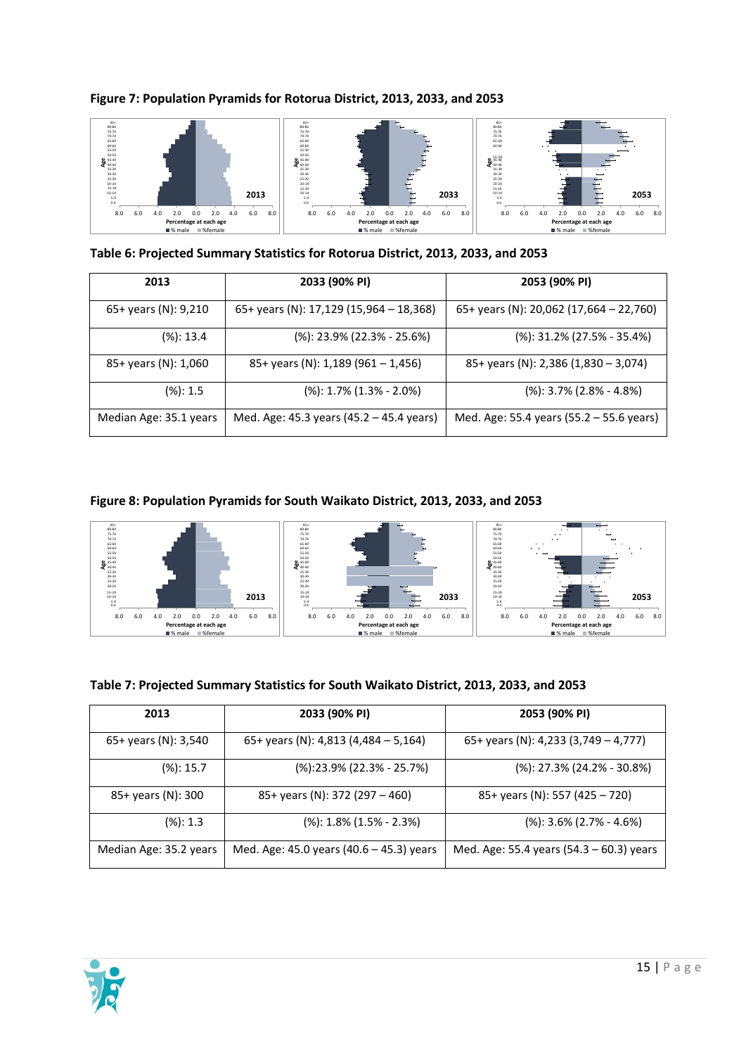**Figure 7: Population Pyramids for Rotorua District, 2013, 2033, and 2053**

**Table 6: Projected Summary Statistics for Rotorua District, 2013, 2033, and 2053**

| 2013 | 2033 (90% PI) | 2053 (90% PI) |
|---|---|---|
| 65+ years (N): 9,210 | 65+ years (N): 17,129 (15,964 – 18,368) | 65+ years (N): 20,062 (17,664 – 22,760) |
| (%): 13.4 | (%): 23.9% (22.3% - 25.6%) | (%): 31.2% (27.5% - 35.4%) |
| 85+ years (N): 1,060 | 85+ years (N): 1,189 (961 – 1,456) | 85+ years (N): 2,386 (1,830 – 3,074) |
| (%): 1.5 | (%): 1.7% (1.3% - 2.0%) | (%): 3.7% (2.8% - 4.8%) |
| Median Age: 35.1 years | Med. Age: 45.3 years (45.2 – 45.4 years) | Med. Age: 55.4 years (55.2 – 55.6 years) |

**Figure 8: Population Pyramids for South Waikato District, 2013, 2033, and 2053**

**Table 7: Projected Summary Statistics for South Waikato District, 2013, 2033, and 2053**

| 2013 | 2033 (90% PI) | 2053 (90% PI) |
|---|---|---|
| 65+ years (N): 3,540 | 65+ years (N): 4,813 (4,484 – 5,164) | 65+ years (N): 4,233 (3,749 – 4,777) |
| (%): 15.7 | (%):23.9% (22.3% - 25.7%) | (%): 27.3% (24.2% - 30.8%) |
| 85+ years (N): 300 | 85+ years (N): 372 (297 – 460) | 85+ years (N): 557 (425 – 720) |
| (%): 1.3 | (%): 1.8% (1.5% - 2.3%) | (%): 3.6% (2.7% - 4.6%) |
| Median Age: 35.2 years | Med. Age: 45.0 years (40.6 – 45.3) years | Med. Age: 55.4 years (54.3 – 60.3) years |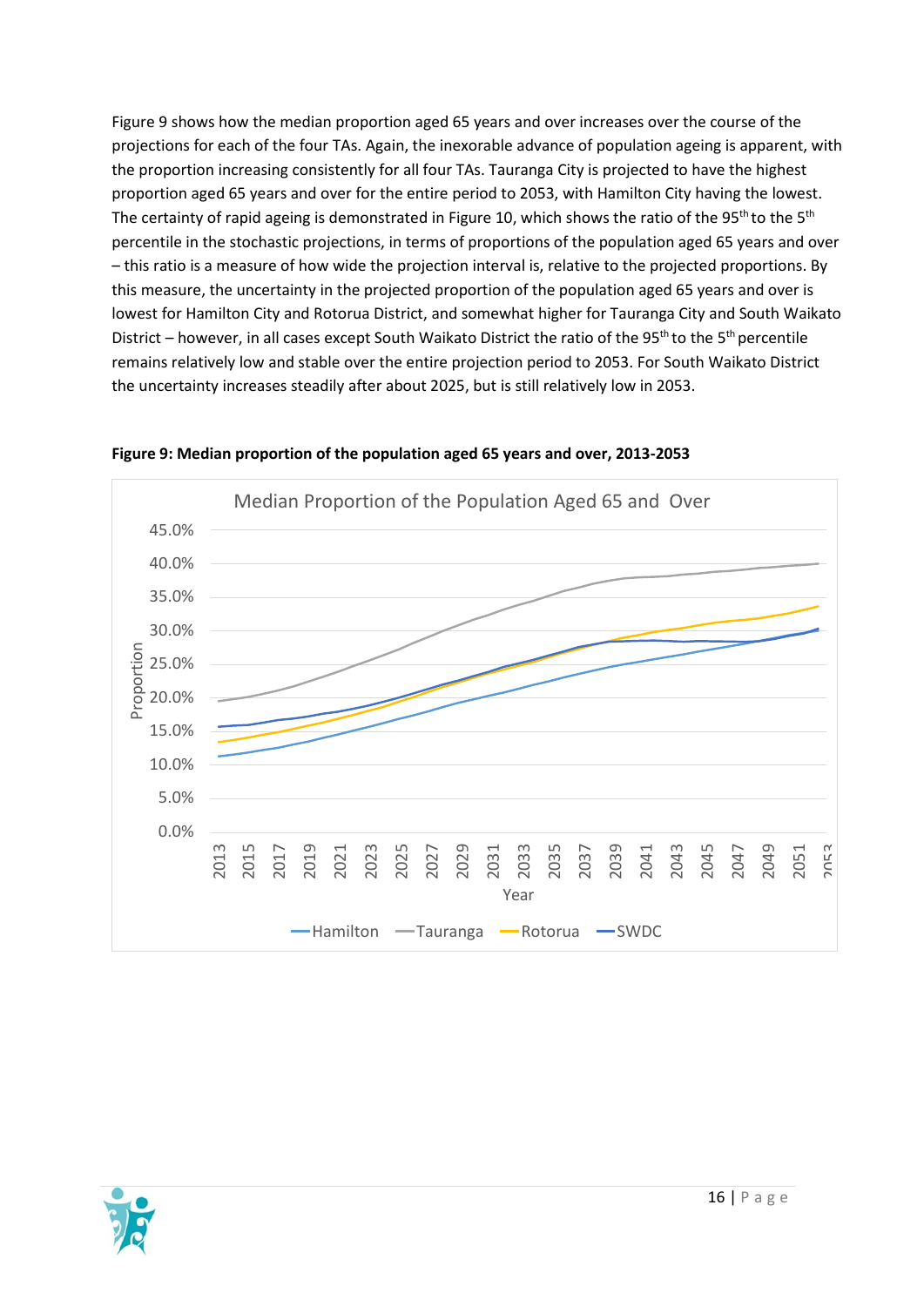Figure 9 shows how the median proportion aged 65 years and over increases over the course of the projections for each of the four TAs. Again, the inexorable advance of population ageing is apparent, with the proportion increasing consistently for all four TAs. Tauranga City is projected to have the highest proportion aged 65 years and over for the entire period to 2053, with Hamilton City having the lowest. The certainty of rapid ageing is demonstrated in Figure 10, which shows the ratio of the 95th to the 5th percentile in the stochastic projections, in terms of proportions of the population aged 65 years and over – this ratio is a measure of how wide the projection interval is, relative to the projected proportions. By this measure, the uncertainty in the projected proportion of the population aged 65 years and over is lowest for Hamilton City and Rotorua District, and somewhat higher for Tauranga City and South Waikato District – however, in all cases except South Waikato District the ratio of the 95th to the 5th percentile remains relatively low and stable over the entire projection period to 2053. For South Waikato District the uncertainty increases steadily after about 2025, but is still relatively low in 2053.

**Figure 9: Median proportion of the population aged 65 years and over, 2013-2053**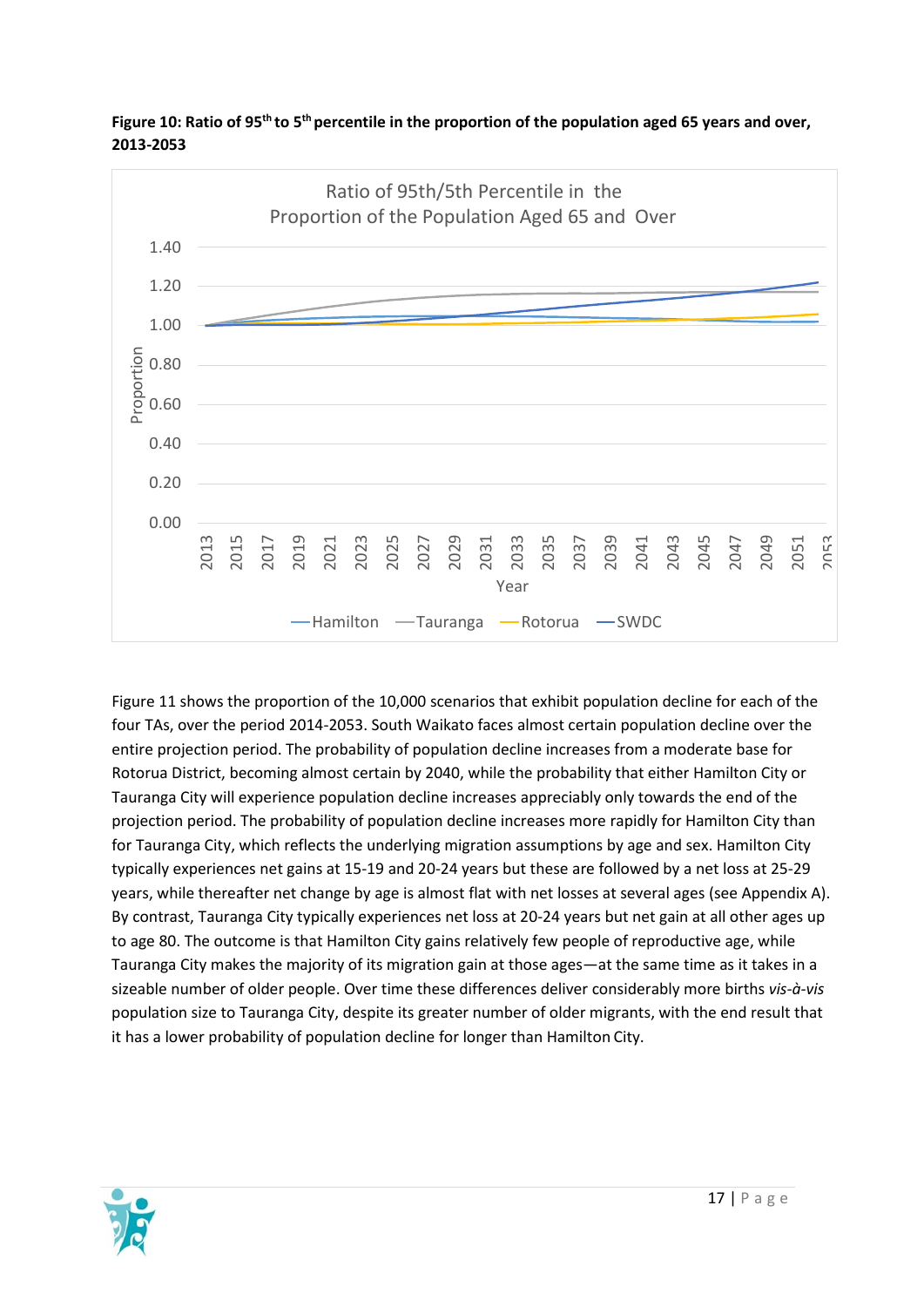**Figure 10: Ratio of 95th to 5th percentile in the proportion of the population aged 65 years and over, 2013-2053**

Figure 11 shows the proportion of the 10,000 scenarios that exhibit population decline for each of the four TAs, over the period 2014-2053. South Waikato faces almost certain population decline over the entire projection period. The probability of population decline increases from a moderate base for Rotorua District, becoming almost certain by 2040, while the probability that either Hamilton City or Tauranga City will experience population decline increases appreciably only towards the end of the projection period. The probability of population decline increases more rapidly for Hamilton City than for Tauranga City, which reflects the underlying migration assumptions by age and sex. Hamilton City typically experiences net gains at 15-19 and 20-24 years but these are followed by a net loss at 25-29 years, while thereafter net change by age is almost flat with net losses at several ages (see Appendix A). By contrast, Tauranga City typically experiences net loss at 20-24 years but net gain at all other ages up to age 80. The outcome is that Hamilton City gains relatively few people of reproductive age, while Tauranga City makes the majority of its migration gain at those ages—at the same time as it takes in a sizeable number of older people. Over time these differences deliver considerably more births *vis-à-vis* population size to Tauranga City, despite its greater number of older migrants, with the end result that it has a lower probability of population decline for longer than Hamilton City.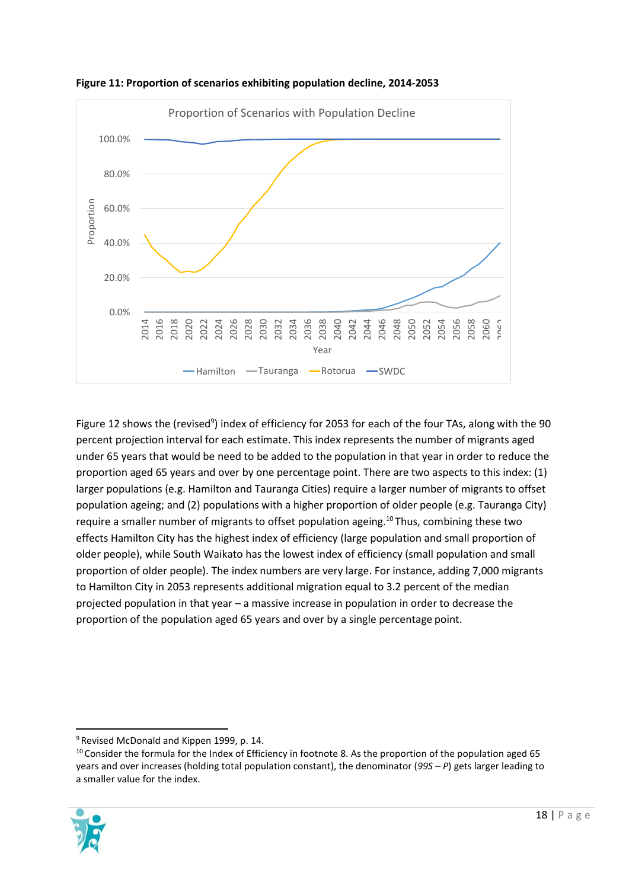**Figure 11: Proportion of scenarios exhibiting population decline, 2014-2053**

Figure 12 shows the (revised[9]) index of efficiency for 2053 for each of the four TAs, along with the 90 percent projection interval for each estimate. This index represents the number of migrants aged under 65 years that would be need to be added to the population in that year in order to reduce the proportion aged 65 years and over by one percentage point. There are two aspects to this index: (1) larger populations (e.g. Hamilton and Tauranga Cities) require a larger number of migrants to offset population ageing; and (2) populations with a higher proportion of older people (e.g. Tauranga City) require a smaller number of migrants to offset population ageing.[10] Thus, combining these two effects Hamilton City has the highest index of efficiency (large population and small proportion of older people), while South Waikato has the lowest index of efficiency (small population and small proportion of older people). The index numbers are very large. For instance, adding 7,000 migrants to Hamilton City in 2053 represents additional migration equal to 3.2 percent of the median projected population in that year – a massive increase in population in order to decrease the proportion of the population aged 65 years and over by a single percentage point.

---

[9] Revised McDonald and Kippen 1999, p. 14.

[10] Consider the formula for the Index of Efficiency in footnote 8. As the proportion of the population aged 65 years and over increases (holding total population constant), the denominator (*99S – P*) gets larger leading to a smaller value for the index.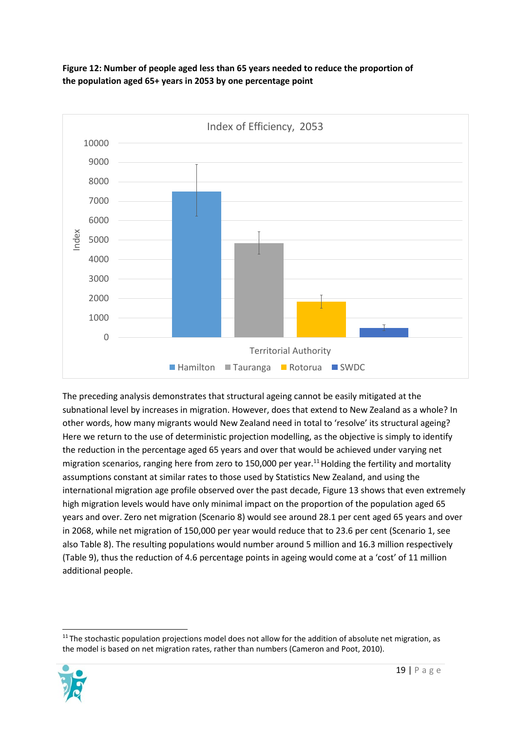**Figure 12: Number of people aged less than 65 years needed to reduce the proportion of the population aged 65+ years in 2053 by one percentage point**

The preceding analysis demonstrates that structural ageing cannot be easily mitigated at the subnational level by increases in migration. However, does that extend to New Zealand as a whole? In other words, how many migrants would New Zealand need in total to 'resolve' its structural ageing? Here we return to the use of deterministic projection modelling, as the objective is simply to identify the reduction in the percentage aged 65 years and over that would be achieved under varying net migration scenarios, ranging here from zero to 150,000 per year.[11] Holding the fertility and mortality assumptions constant at similar rates to those used by Statistics New Zealand, and using the international migration age profile observed over the past decade, Figure 13 shows that even extremely high migration levels would have only minimal impact on the proportion of the population aged 65 years and over. Zero net migration (Scenario 8) would see around 28.1 per cent aged 65 years and over in 2068, while net migration of 150,000 per year would reduce that to 23.6 per cent (Scenario 1, see also Table 8). The resulting populations would number around 5 million and 16.3 million respectively (Table 9), thus the reduction of 4.6 percentage points in ageing would come at a 'cost' of 11 million additional people.

[11] The stochastic population projections model does not allow for the addition of absolute net migration, as the model is based on net migration rates, rather than numbers (Cameron and Poot, 2010).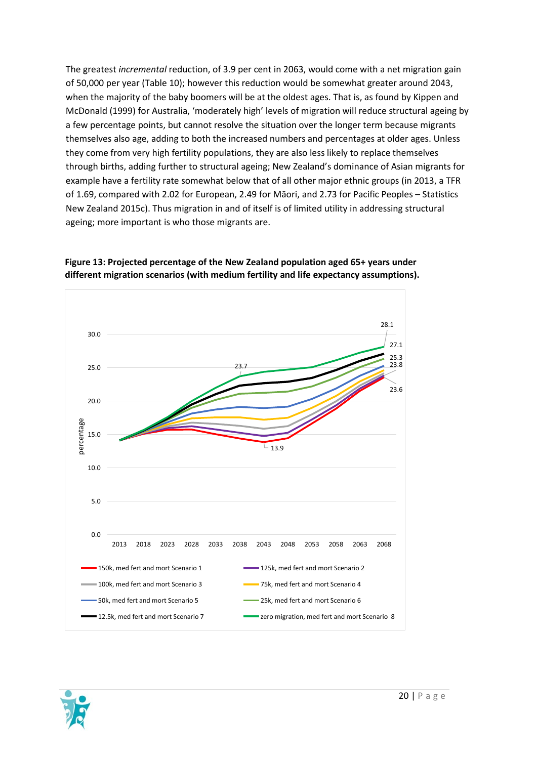The greatest *incremental* reduction, of 3.9 per cent in 2063, would come with a net migration gain of 50,000 per year (Table 10); however this reduction would be somewhat greater around 2043, when the majority of the baby boomers will be at the oldest ages. That is, as found by Kippen and McDonald (1999) for Australia, 'moderately high' levels of migration will reduce structural ageing by a few percentage points, but cannot resolve the situation over the longer term because migrants themselves also age, adding to both the increased numbers and percentages at older ages. Unless they come from very high fertility populations, they are also less likely to replace themselves through births, adding further to structural ageing; New Zealand's dominance of Asian migrants for example have a fertility rate somewhat below that of all other major ethnic groups (in 2013, a TFR of 1.69, compared with 2.02 for European, 2.49 for Māori, and 2.73 for Pacific Peoples – Statistics New Zealand 2015c). Thus migration in and of itself is of limited utility in addressing structural ageing; more important is who those migrants are.

**Figure 13: Projected percentage of the New Zealand population aged 65+ years under different migration scenarios (with medium fertility and life expectancy assumptions).**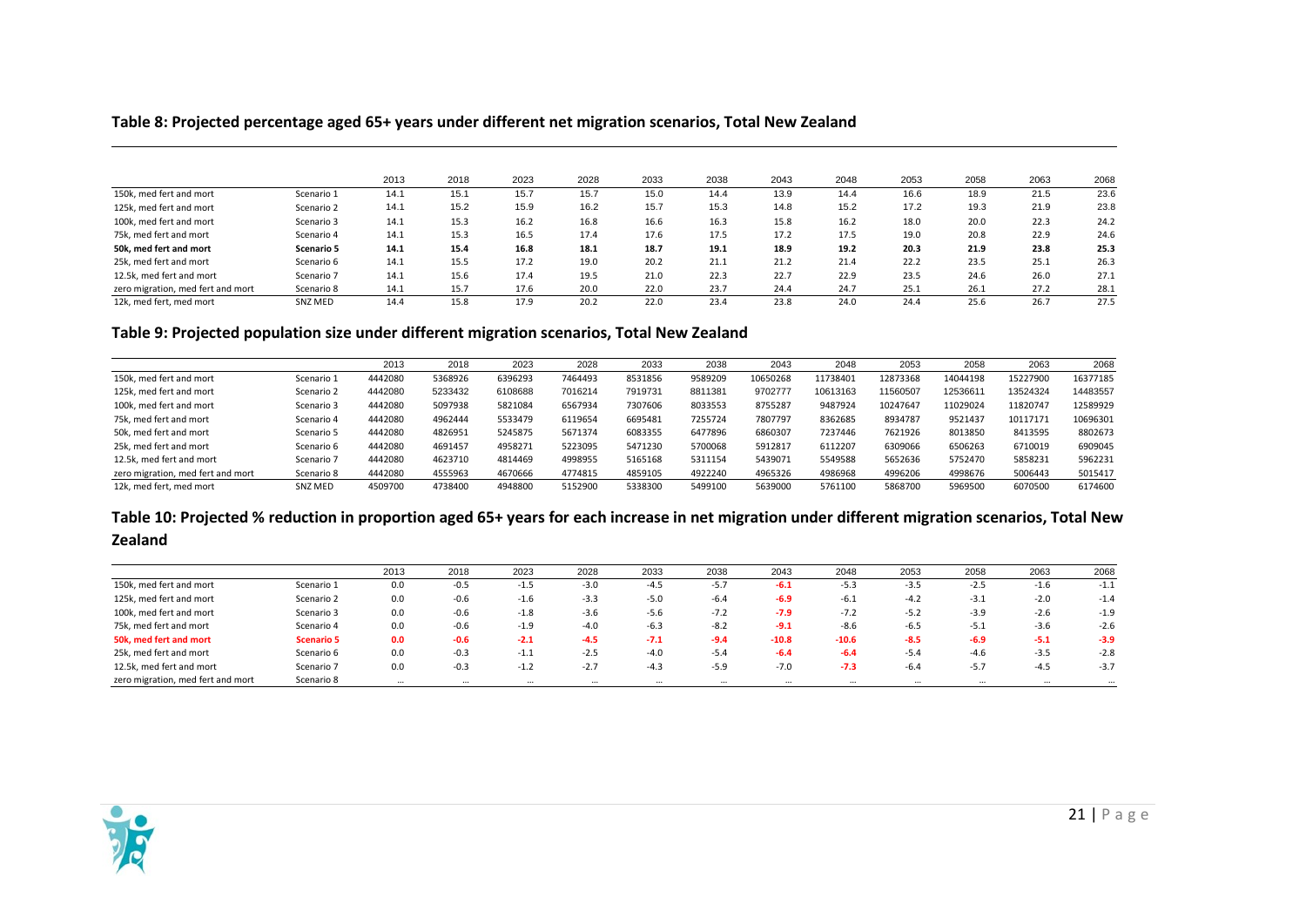## Table 8: Projected percentage aged 65+ years under different net migration scenarios, Total New Zealand

| | | 2013 | 2018 | 2023 | 2028 | 2033 | 2038 | 2043 | 2048 | 2053 | 2058 | 2063 | 2068 |
|---|---|---|---|---|---|---|---|---|---|---|---|---|---|
| 150k, med fert and mort | Scenario 1 | 14.1 | 15.1 | 15.7 | 15.7 | 15.0 | 14.4 | 13.9 | 14.4 | 16.6 | 18.9 | 21.5 | 23.6 |
| 125k, med fert and mort | Scenario 2 | 14.1 | 15.2 | 15.9 | 16.2 | 15.7 | 15.3 | 14.8 | 15.2 | 17.2 | 19.3 | 21.9 | 23.8 |
| 100k, med fert and mort | Scenario 3 | 14.1 | 15.3 | 16.2 | 16.8 | 16.6 | 16.3 | 15.8 | 16.2 | 18.0 | 20.0 | 22.3 | 24.2 |
| 75k, med fert and mort | Scenario 4 | 14.1 | 15.3 | 16.5 | 17.4 | 17.6 | 17.5 | 17.2 | 17.5 | 19.0 | 20.8 | 22.9 | 24.6 |
| **50k, med fert and mort** | **Scenario 5** | **14.1** | **15.4** | **16.8** | **18.1** | **18.7** | **19.1** | **18.9** | **19.2** | **20.3** | **21.9** | **23.8** | **25.3** |
| 25k, med fert and mort | Scenario 6 | 14.1 | 15.5 | 17.2 | 19.0 | 20.2 | 21.1 | 21.2 | 21.4 | 22.2 | 23.5 | 25.1 | 26.3 |
| 12.5k, med fert and mort | Scenario 7 | 14.1 | 15.6 | 17.4 | 19.5 | 21.0 | 22.3 | 22.7 | 22.9 | 23.5 | 24.6 | 26.0 | 27.1 |
| zero migration, med fert and mort | Scenario 8 | 14.1 | 15.7 | 17.6 | 20.0 | 22.0 | 23.7 | 24.4 | 24.7 | 25.1 | 26.1 | 27.2 | 28.1 |
| 12k, med fert, med mort | SNZ MED | 14.4 | 15.8 | 17.9 | 20.2 | 22.0 | 23.4 | 23.8 | 24.0 | 24.4 | 25.6 | 26.7 | 27.5 |

## Table 9: Projected population size under different migration scenarios, Total New Zealand

| | | 2013 | 2018 | 2023 | 2028 | 2033 | 2038 | 2043 | 2048 | 2053 | 2058 | 2063 | 2068 |
|---|---|---|---|---|---|---|---|---|---|---|---|---|---|
| 150k, med fert and mort | Scenario 1 | 4442080 | 5368926 | 6396293 | 7464493 | 8531856 | 9589209 | 10650268 | 11738401 | 12873368 | 14044198 | 15227900 | 16377185 |
| 125k, med fert and mort | Scenario 2 | 4442080 | 5233432 | 6108688 | 7016214 | 7919731 | 8811381 | 9702777 | 10613163 | 11560507 | 12536611 | 13524324 | 14483557 |
| 100k, med fert and mort | Scenario 3 | 4442080 | 5097938 | 5821084 | 6567934 | 7307606 | 8033553 | 8755287 | 9487924 | 10247647 | 11029024 | 11820747 | 12589929 |
| 75k, med fert and mort | Scenario 4 | 4442080 | 4962444 | 5533479 | 6119654 | 6695481 | 7255724 | 7807797 | 8362685 | 8934787 | 9521437 | 10117171 | 10696301 |
| 50k, med fert and mort | Scenario 5 | 4442080 | 4826951 | 5245875 | 5671374 | 6083355 | 6477896 | 6860307 | 7237446 | 7621926 | 8013850 | 8413595 | 8802673 |
| 25k, med fert and mort | Scenario 6 | 4442080 | 4691457 | 4958271 | 5223095 | 5471230 | 5700068 | 5912817 | 6112207 | 6309066 | 6506263 | 6710019 | 6909045 |
| 12.5k, med fert and mort | Scenario 7 | 4442080 | 4623710 | 4814469 | 4998955 | 5165168 | 5311154 | 5439071 | 5549588 | 5652636 | 5752470 | 5858231 | 5962231 |
| zero migration, med fert and mort | Scenario 8 | 4442080 | 4555963 | 4670666 | 4774815 | 4859105 | 4922240 | 4965326 | 4986968 | 4996206 | 4998676 | 5006443 | 5015417 |
| 12k, med fert, med mort | SNZ MED | 4509700 | 4738400 | 4948800 | 5152900 | 5338300 | 5499100 | 5639000 | 5761100 | 5868700 | 5969500 | 6070500 | 6174600 |

## Table 10: Projected % reduction in proportion aged 65+ years for each increase in net migration under different migration scenarios, Total New Zealand

| | | 2013 | 2018 | 2023 | 2028 | 2033 | 2038 | 2043 | 2048 | 2053 | 2058 | 2063 | 2068 |
|---|---|---|---|---|---|---|---|---|---|---|---|---|---|
| 150k, med fert and mort | Scenario 1 | 0.0 | -0.5 | -1.5 | -3.0 | -4.5 | -5.7 | **-6.1** | -5.3 | -3.5 | -2.5 | -1.6 | -1.1 |
| 125k, med fert and mort | Scenario 2 | 0.0 | -0.6 | -1.6 | -3.3 | -5.0 | -6.4 | **-6.9** | -6.1 | -4.2 | -3.1 | -2.0 | -1.4 |
| 100k, med fert and mort | Scenario 3 | 0.0 | -0.6 | -1.8 | -3.6 | -5.6 | -7.2 | **-7.9** | -7.2 | -5.2 | -3.9 | -2.6 | -1.9 |
| 75k, med fert and mort | Scenario 4 | 0.0 | -0.6 | -1.9 | -4.0 | -6.3 | -8.2 | **-9.1** | -8.6 | -6.5 | -5.1 | -3.6 | -2.6 |
| **50k, med fert and mort** | **Scenario 5** | **0.0** | **-0.6** | **-2.1** | **-4.5** | **-7.1** | **-9.4** | **-10.8** | **-10.6** | **-8.5** | **-6.9** | **-5.1** | **-3.9** |
| 25k, med fert and mort | Scenario 6 | 0.0 | -0.3 | -1.1 | -2.5 | -4.0 | -5.4 | **-6.4** | **-6.4** | -5.4 | -4.6 | -3.5 | -2.8 |
| 12.5k, med fert and mort | Scenario 7 | 0.0 | -0.3 | -1.2 | -2.7 | -4.3 | -5.9 | -7.0 | **-7.3** | -6.4 | -5.7 | -4.5 | -3.7 |
| zero migration, med fert and mort | Scenario 8 | ... | ... | ... | ... | ... | ... | ... | ... | ... | ... | ... | ... |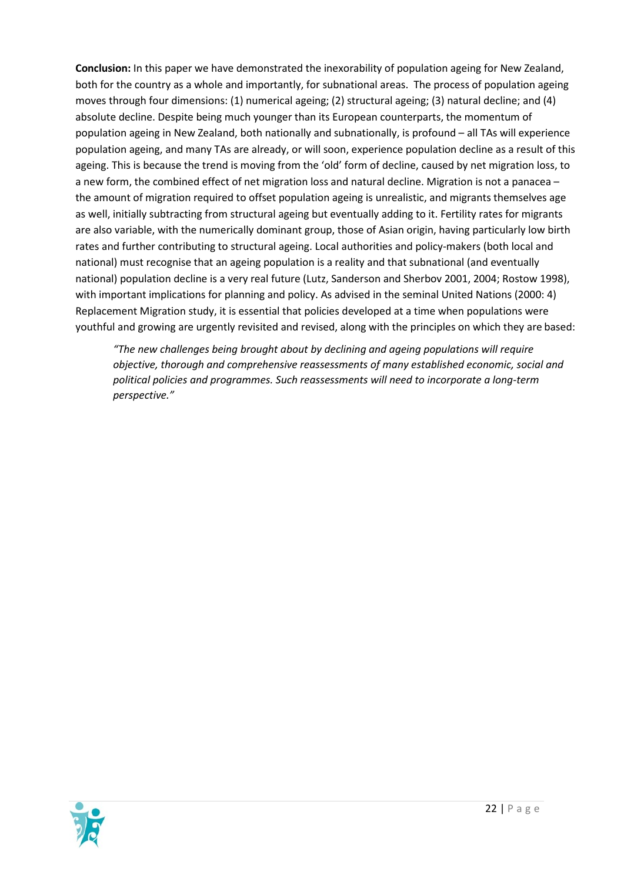**Conclusion:** In this paper we have demonstrated the inexorability of population ageing for New Zealand, both for the country as a whole and importantly, for subnational areas. The process of population ageing moves through four dimensions: (1) numerical ageing; (2) structural ageing; (3) natural decline; and (4) absolute decline. Despite being much younger than its European counterparts, the momentum of population ageing in New Zealand, both nationally and subnationally, is profound – all TAs will experience population ageing, and many TAs are already, or will soon, experience population decline as a result of this ageing. This is because the trend is moving from the 'old' form of decline, caused by net migration loss, to a new form, the combined effect of net migration loss and natural decline. Migration is not a panacea – the amount of migration required to offset population ageing is unrealistic, and migrants themselves age as well, initially subtracting from structural ageing but eventually adding to it. Fertility rates for migrants are also variable, with the numerically dominant group, those of Asian origin, having particularly low birth rates and further contributing to structural ageing. Local authorities and policy-makers (both local and national) must recognise that an ageing population is a reality and that subnational (and eventually national) population decline is a very real future (Lutz, Sanderson and Sherbov 2001, 2004; Rostow 1998), with important implications for planning and policy. As advised in the seminal United Nations (2000: 4) Replacement Migration study, it is essential that policies developed at a time when populations were youthful and growing are urgently revisited and revised, along with the principles on which they are based:

> *"The new challenges being brought about by declining and ageing populations will require objective, thorough and comprehensive reassessments of many established economic, social and political policies and programmes. Such reassessments will need to incorporate a long-term perspective."*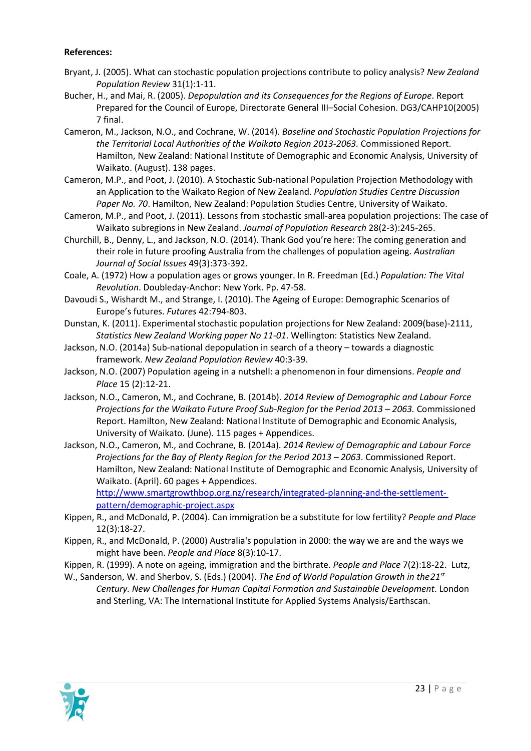**References:**

Bryant, J. (2005). What can stochastic population projections contribute to policy analysis? *New Zealand Population Review* 31(1):1-11.

Bucher, H., and Mai, R. (2005). *Depopulation and its Consequences for the Regions of Europe*. Report Prepared for the Council of Europe, Directorate General III–Social Cohesion. DG3/CAHP10(2005) 7 final.

Cameron, M., Jackson, N.O., and Cochrane, W. (2014). *Baseline and Stochastic Population Projections for the Territorial Local Authorities of the Waikato Region 2013-2063.* Commissioned Report. Hamilton, New Zealand: National Institute of Demographic and Economic Analysis, University of Waikato. (August). 138 pages.

Cameron, M.P., and Poot, J. (2010). A Stochastic Sub-national Population Projection Methodology with an Application to the Waikato Region of New Zealand. *Population Studies Centre Discussion Paper No. 70*. Hamilton, New Zealand: Population Studies Centre, University of Waikato.

Cameron, M.P., and Poot, J. (2011). Lessons from stochastic small-area population projections: The case of Waikato subregions in New Zealand. *Journal of Population Research* 28(2-3):245-265.

Churchill, B., Denny, L., and Jackson, N.O. (2014). Thank God you're here: The coming generation and their role in future proofing Australia from the challenges of population ageing. *Australian Journal of Social Issues* 49(3):373-392.

Coale, A. (1972) How a population ages or grows younger. In R. Freedman (Ed.) *Population: The Vital Revolution*. Doubleday-Anchor: New York. Pp. 47-58.

Davoudi S., Wishardt M., and Strange, I. (2010). The Ageing of Europe: Demographic Scenarios of Europe's futures. *Futures* 42:794-803.

Dunstan, K. (2011). Experimental stochastic population projections for New Zealand: 2009(base)-2111, *Statistics New Zealand Working paper No 11-01*. Wellington: Statistics New Zealand.

Jackson, N.O. (2014a) Sub-national depopulation in search of a theory – towards a diagnostic framework. *New Zealand Population Review* 40:3-39.

Jackson, N.O. (2007) Population ageing in a nutshell: a phenomenon in four dimensions. *People and Place* 15 (2):12-21.

Jackson, N.O., Cameron, M., and Cochrane, B. (2014b). *2014 Review of Demographic and Labour Force Projections for the Waikato Future Proof Sub-Region for the Period 2013 – 2063.* Commissioned Report. Hamilton, New Zealand: National Institute of Demographic and Economic Analysis, University of Waikato. (June). 115 pages + Appendices.

Jackson, N.O., Cameron, M., and Cochrane, B. (2014a). *2014 Review of Demographic and Labour Force Projections for the Bay of Plenty Region for the Period 2013 – 2063*. Commissioned Report. Hamilton, New Zealand: National Institute of Demographic and Economic Analysis, University of Waikato. (April). 60 pages + Appendices. http://www.smartgrowthbop.org.nz/research/integrated-planning-and-the-settlement-pattern/demographic-project.aspx

Kippen, R., and McDonald, P. (2004). Can immigration be a substitute for low fertility? *People and Place* 12(3):18-27.

Kippen, R., and McDonald, P. (2000) Australia's population in 2000: the way we are and the ways we might have been. *People and Place* 8(3):10-17.

Kippen, R. (1999). A note on ageing, immigration and the birthrate. *People and Place* 7(2):18-22.

Lutz, W., Sanderson, W. and Sherbov, S. (Eds.) (2004). *The End of World Population Growth in the 21st Century. New Challenges for Human Capital Formation and Sustainable Development*. London and Sterling, VA: The International Institute for Applied Systems Analysis/Earthscan.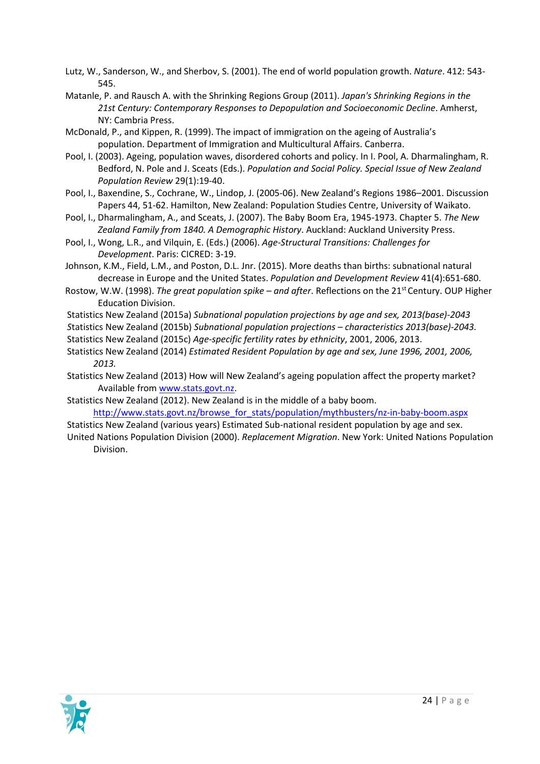Lutz, W., Sanderson, W., and Sherbov, S. (2001). The end of world population growth. *Nature*. 412: 543-545.

Matanle, P. and Rausch A. with the Shrinking Regions Group (2011). *Japan's Shrinking Regions in the 21st Century: Contemporary Responses to Depopulation and Socioeconomic Decline*. Amherst, NY: Cambria Press.

McDonald, P., and Kippen, R. (1999). The impact of immigration on the ageing of Australia's population. Department of Immigration and Multicultural Affairs. Canberra.

Pool, I. (2003). Ageing, population waves, disordered cohorts and policy. In I. Pool, A. Dharmalingham, R. Bedford, N. Pole and J. Sceats (Eds.). *Population and Social Policy. Special Issue of New Zealand Population Review* 29(1):19-40.

Pool, I., Baxendine, S., Cochrane, W., Lindop, J. (2005-06). New Zealand's Regions 1986–2001. Discussion Papers 44, 51-62. Hamilton, New Zealand: Population Studies Centre, University of Waikato.

Pool, I., Dharmalingham, A., and Sceats, J. (2007). The Baby Boom Era, 1945-1973. Chapter 5. *The New Zealand Family from 1840. A Demographic History*. Auckland: Auckland University Press.

Pool, I., Wong, L.R., and Vilquin, E. (Eds.) (2006). *Age-Structural Transitions: Challenges for Development*. Paris: CICRED: 3-19.

Johnson, K.M., Field, L.M., and Poston, D.L. Jnr. (2015). More deaths than births: subnational natural decrease in Europe and the United States. *Population and Development Review* 41(4):651-680.

Rostow, W.W. (1998). *The great population spike – and after*. Reflections on the 21st Century. OUP Higher Education Division.

Statistics New Zealand (2015a) *Subnational population projections by age and sex, 2013(base)-2043*

Statistics New Zealand (2015b) *Subnational population projections – characteristics 2013(base)-2043.*

Statistics New Zealand (2015c) *Age-specific fertility rates by ethnicity*, 2001, 2006, 2013.

Statistics New Zealand (2014) *Estimated Resident Population by age and sex, June 1996, 2001, 2006, 2013.*

Statistics New Zealand (2013) How will New Zealand's ageing population affect the property market? Available from www.stats.govt.nz.

Statistics New Zealand (2012). New Zealand is in the middle of a baby boom. http://www.stats.govt.nz/browse_for_stats/population/mythbusters/nz-in-baby-boom.aspx

Statistics New Zealand (various years) Estimated Sub-national resident population by age and sex.

United Nations Population Division (2000). *Replacement Migration*. New York: United Nations Population Division.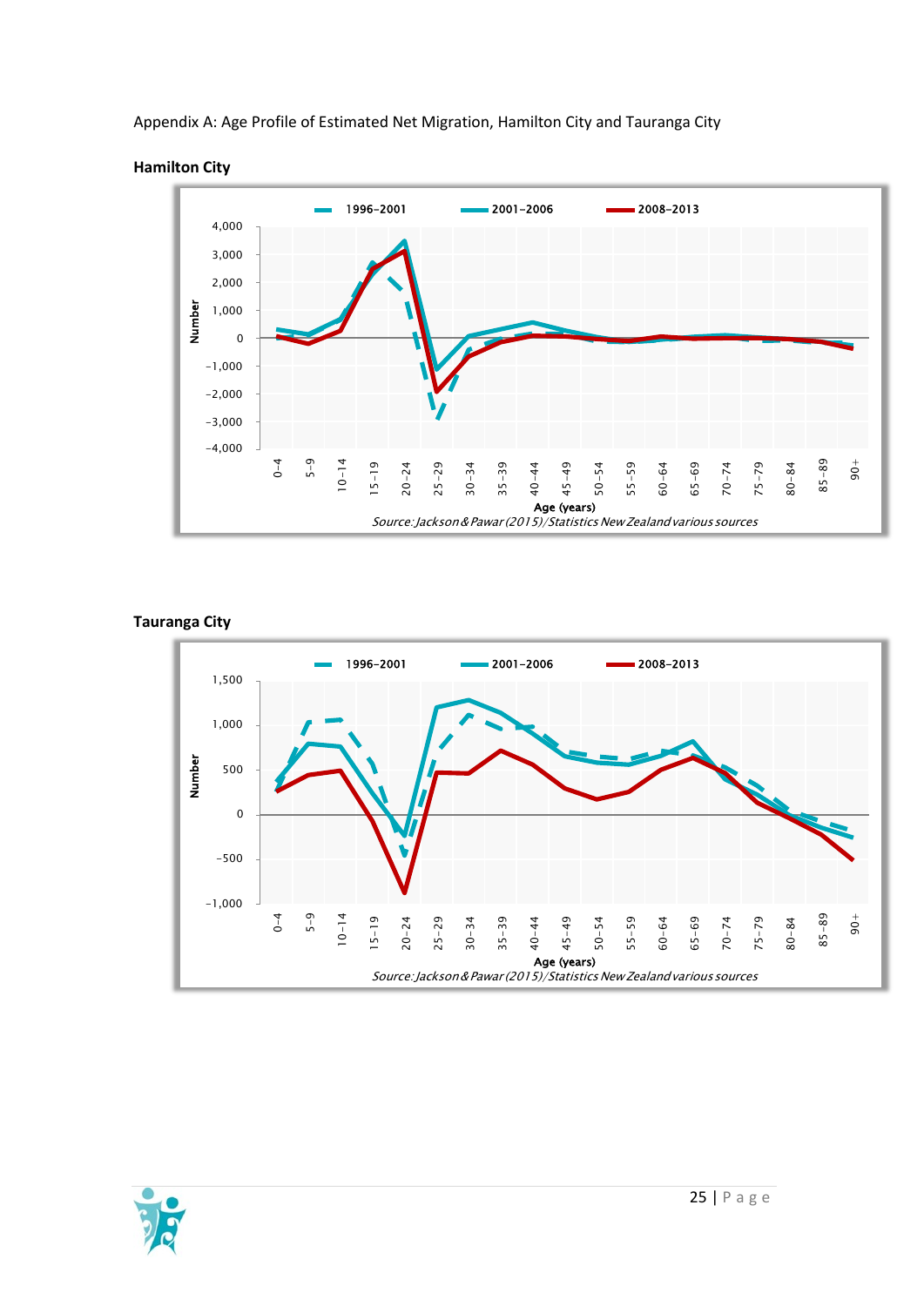Appendix A: Age Profile of Estimated Net Migration, Hamilton City and Tauranga City

**Hamilton City**

1996–2001
2001–2006
2008–2013

Number

4,000
3,000
2,000
1,000
0
−1,000
−2,000
−3,000
−4,000

0–4
5–9
10–14
15–19
20–24
25–29
30–34
35–39
40–44
45–49
50–54
55–59
60–64
65–69
70–74
75–79
80–84
85–89
90+

Age (years)

*Source: Jackson & Pawar (2015)/Statistics New Zealand various sources*

**Tauranga City**

1996–2001
2001–2006
2008–2013

Number

1,500
1,000
500
0
−500
−1,000

0–4
5–9
10–14
15–19
20–24
25–29
30–34
35–39
40–44
45–49
50–54
55–59
60–64
65–69
70–74
75–79
80–84
85–89
90+

Age (years)

*Source: Jackson & Pawar (2015)/Statistics New Zealand various sources*